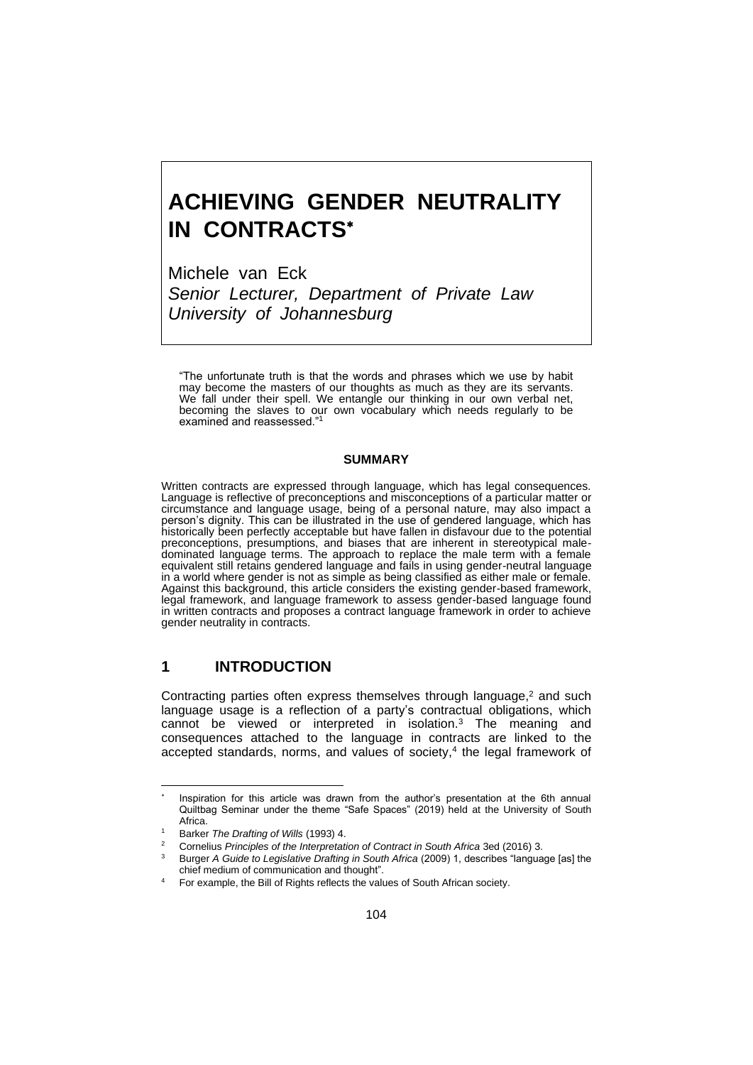# ACHIEVING GENDER NEUTRALITY IN CONTRACTS*

Michele van Eck
*Senior Lecturer, Department of Private Law*
*University of Johannesburg*

> "The unfortunate truth is that the words and phrases which we use by habit may become the masters of our thoughts as much as they are its servants. We fall under their spell. We entangle our thinking in our own verbal net, becoming the slaves to our own vocabulary which needs regularly to be examined and reassessed."[1]

**SUMMARY**

Written contracts are expressed through language, which has legal consequences. Language is reflective of preconceptions and misconceptions of a particular matter or circumstance and language usage, being of a personal nature, may also impact a person's dignity. This can be illustrated in the use of gendered language, which has historically been perfectly acceptable but have fallen in disfavour due to the potential preconceptions, presumptions, and biases that are inherent in stereotypical male-dominated language terms. The approach to replace the male term with a female equivalent still retains gendered language and fails in using gender-neutral language in a world where gender is not as simple as being classified as either male or female. Against this background, this article considers the existing gender-based framework, legal framework, and language framework to assess gender-based language found in written contracts and proposes a contract language framework in order to achieve gender neutrality in contracts.

## 1 INTRODUCTION

Contracting parties often express themselves through language,[2] and such language usage is a reflection of a party's contractual obligations, which cannot be viewed or interpreted in isolation.[3] The meaning and consequences attached to the language in contracts are linked to the accepted standards, norms, and values of society,[4] the legal framework of

---

\* Inspiration for this article was drawn from the author's presentation at the 6th annual Quiltbag Seminar under the theme "Safe Spaces" (2019) held at the University of South Africa.

[1] Barker *The Drafting of Wills* (1993) 4.

[2] Cornelius *Principles of the Interpretation of Contract in South Africa* 3ed (2016) 3.

[3] Burger *A Guide to Legislative Drafting in South Africa* (2009) 1, describes "language [as] the chief medium of communication and thought".

[4] For example, the Bill of Rights reflects the values of South African society.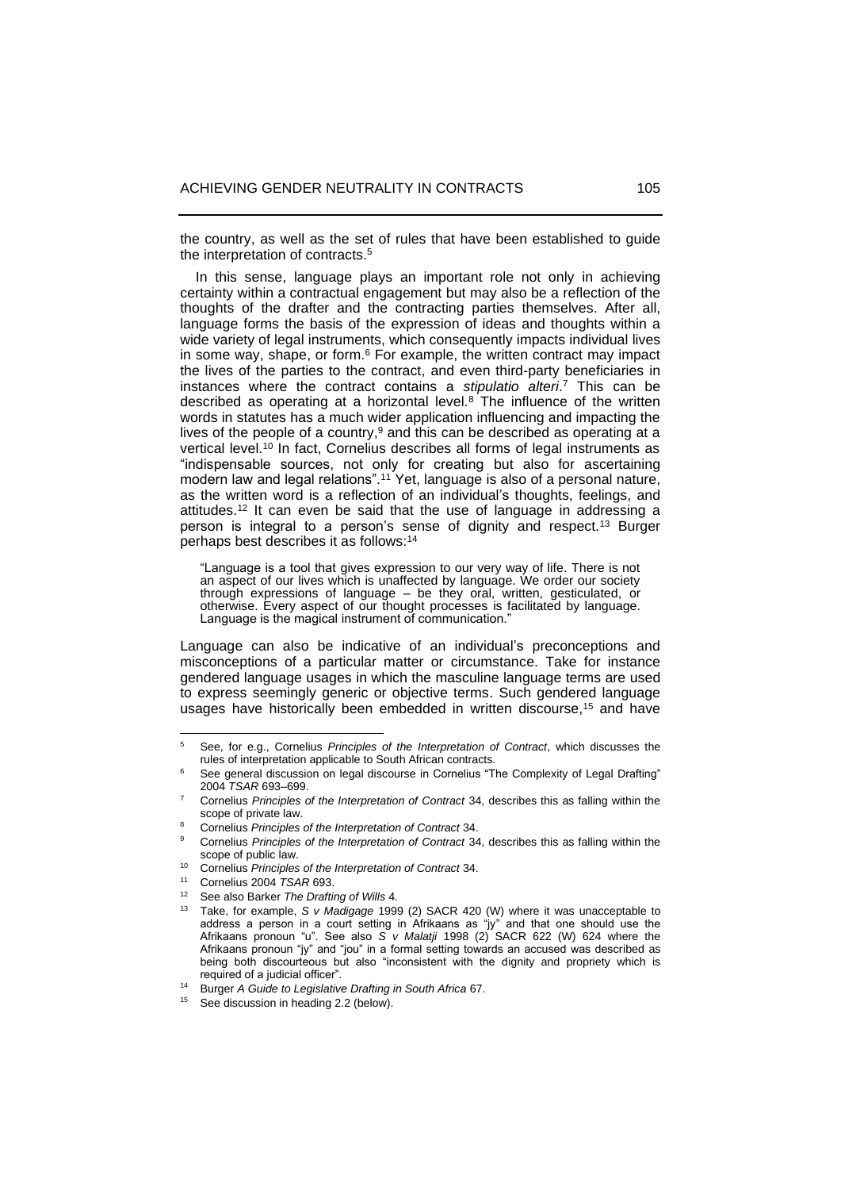the country, as well as the set of rules that have been established to guide the interpretation of contracts.[5]

In this sense, language plays an important role not only in achieving certainty within a contractual engagement but may also be a reflection of the thoughts of the drafter and the contracting parties themselves. After all, language forms the basis of the expression of ideas and thoughts within a wide variety of legal instruments, which consequently impacts individual lives in some way, shape, or form.[6] For example, the written contract may impact the lives of the parties to the contract, and even third-party beneficiaries in instances where the contract contains a *stipulatio alteri*.[7] This can be described as operating at a horizontal level.[8] The influence of the written words in statutes has a much wider application influencing and impacting the lives of the people of a country,[9] and this can be described as operating at a vertical level.[10] In fact, Cornelius describes all forms of legal instruments as "indispensable sources, not only for creating but also for ascertaining modern law and legal relations".[11] Yet, language is also of a personal nature, as the written word is a reflection of an individual's thoughts, feelings, and attitudes.[12] It can even be said that the use of language in addressing a person is integral to a person's sense of dignity and respect.[13] Burger perhaps best describes it as follows:[14]

> "Language is a tool that gives expression to our very way of life. There is not an aspect of our lives which is unaffected by language. We order our society through expressions of language – be they oral, written, gesticulated, or otherwise. Every aspect of our thought processes is facilitated by language. Language is the magical instrument of communication."

Language can also be indicative of an individual's preconceptions and misconceptions of a particular matter or circumstance. Take for instance gendered language usages in which the masculine language terms are used to express seemingly generic or objective terms. Such gendered language usages have historically been embedded in written discourse,[15] and have

---

[5] See, for e.g., Cornelius *Principles of the Interpretation of Contract*, which discusses the rules of interpretation applicable to South African contracts.

[6] See general discussion on legal discourse in Cornelius "The Complexity of Legal Drafting" 2004 *TSAR* 693–699.

[7] Cornelius *Principles of the Interpretation of Contract* 34, describes this as falling within the scope of private law.

[8] Cornelius *Principles of the Interpretation of Contract* 34.

[9] Cornelius *Principles of the Interpretation of Contract* 34, describes this as falling within the scope of public law.

[10] Cornelius *Principles of the Interpretation of Contract* 34.

[11] Cornelius 2004 *TSAR* 693.

[12] See also Barker *The Drafting of Wills* 4.

[13] Take, for example, *S v Madigage* 1999 (2) SACR 420 (W) where it was unacceptable to address a person in a court setting in Afrikaans as "jy" and that one should use the Afrikaans pronoun "u". See also *S v Malatji* 1998 (2) SACR 622 (W) 624 where the Afrikaans pronoun "jy" and "jou" in a formal setting towards an accused was described as being both discourteous but also "inconsistent with the dignity and propriety which is required of a judicial officer".

[14] Burger *A Guide to Legislative Drafting in South Africa* 67.

[15] See discussion in heading 2.2 (below).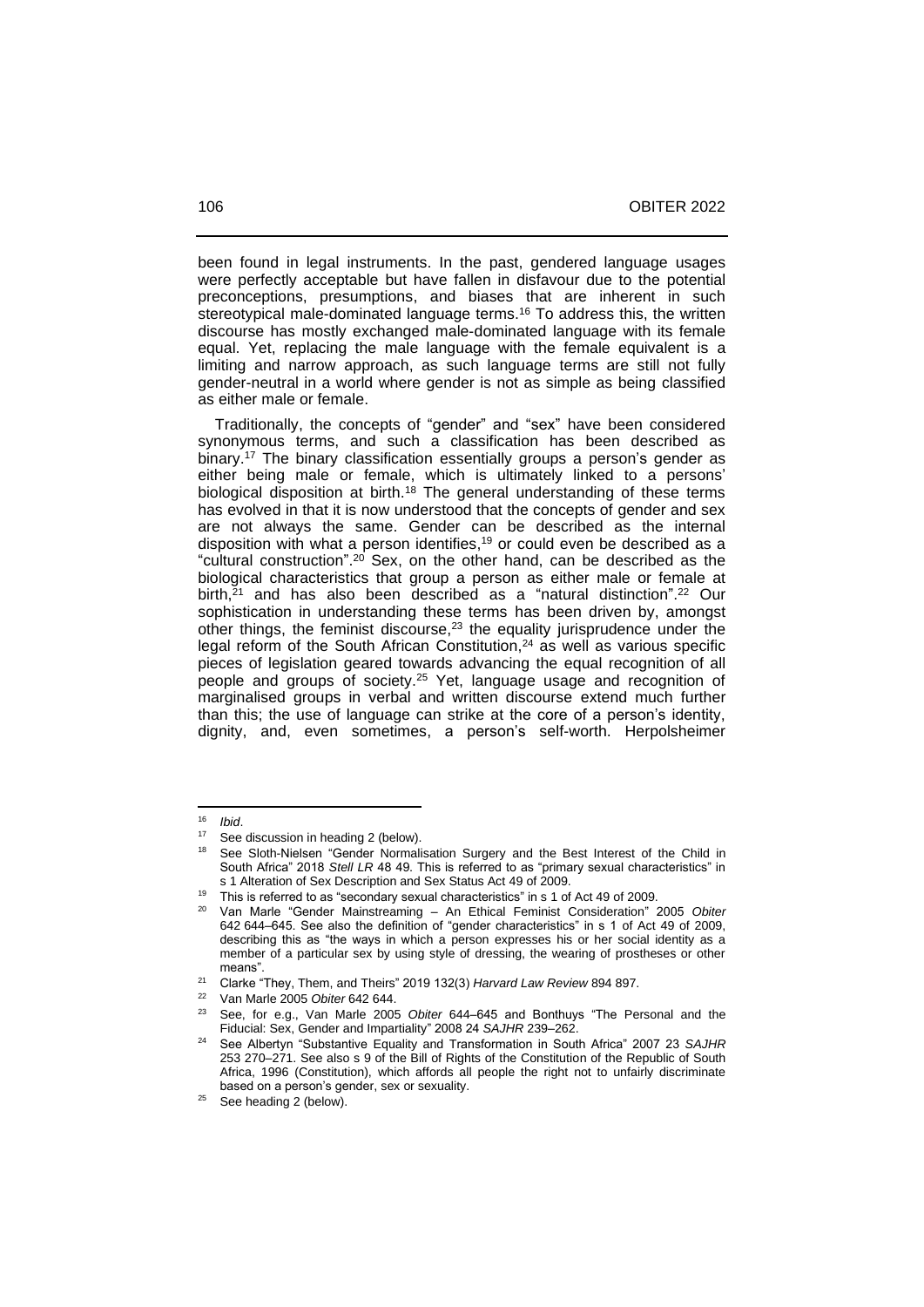been found in legal instruments. In the past, gendered language usages were perfectly acceptable but have fallen in disfavour due to the potential preconceptions, presumptions, and biases that are inherent in such stereotypical male-dominated language terms.[16] To address this, the written discourse has mostly exchanged male-dominated language with its female equal. Yet, replacing the male language with the female equivalent is a limiting and narrow approach, as such language terms are still not fully gender-neutral in a world where gender is not as simple as being classified as either male or female.

Traditionally, the concepts of "gender" and "sex" have been considered synonymous terms, and such a classification has been described as binary.[17] The binary classification essentially groups a person's gender as either being male or female, which is ultimately linked to a persons' biological disposition at birth.[18] The general understanding of these terms has evolved in that it is now understood that the concepts of gender and sex are not always the same. Gender can be described as the internal disposition with what a person identifies,[19] or could even be described as a "cultural construction".[20] Sex, on the other hand, can be described as the biological characteristics that group a person as either male or female at birth,[21] and has also been described as a "natural distinction".[22] Our sophistication in understanding these terms has been driven by, amongst other things, the feminist discourse,[23] the equality jurisprudence under the legal reform of the South African Constitution,[24] as well as various specific pieces of legislation geared towards advancing the equal recognition of all people and groups of society.[25] Yet, language usage and recognition of marginalised groups in verbal and written discourse extend much further than this; the use of language can strike at the core of a person's identity, dignity, and, even sometimes, a person's self-worth. Herpolsheimer

---

[16] *Ibid*.

[17] See discussion in heading 2 (below).

[18] See Sloth-Nielsen "Gender Normalisation Surgery and the Best Interest of the Child in South Africa" 2018 *Stell LR* 48 49. This is referred to as "primary sexual characteristics" in s 1 Alteration of Sex Description and Sex Status Act 49 of 2009.

[19] This is referred to as "secondary sexual characteristics" in s 1 of Act 49 of 2009.

[20] Van Marle "Gender Mainstreaming – An Ethical Feminist Consideration" 2005 *Obiter* 642 644–645. See also the definition of "gender characteristics" in s 1 of Act 49 of 2009, describing this as "the ways in which a person expresses his or her social identity as a member of a particular sex by using style of dressing, the wearing of prostheses or other means".

[21] Clarke "They, Them, and Theirs" 2019 132(3) *Harvard Law Review* 894 897.

[22] Van Marle 2005 *Obiter* 642 644.

[23] See, for e.g., Van Marle 2005 *Obiter* 644–645 and Bonthuys "The Personal and the Fiducial: Sex, Gender and Impartiality" 2008 24 *SAJHR* 239–262.

[24] See Albertyn "Substantive Equality and Transformation in South Africa" 2007 23 *SAJHR* 253 270–271. See also s 9 of the Bill of Rights of the Constitution of the Republic of South Africa, 1996 (Constitution), which affords all people the right not to unfairly discriminate based on a person's gender, sex or sexuality.

[25] See heading 2 (below).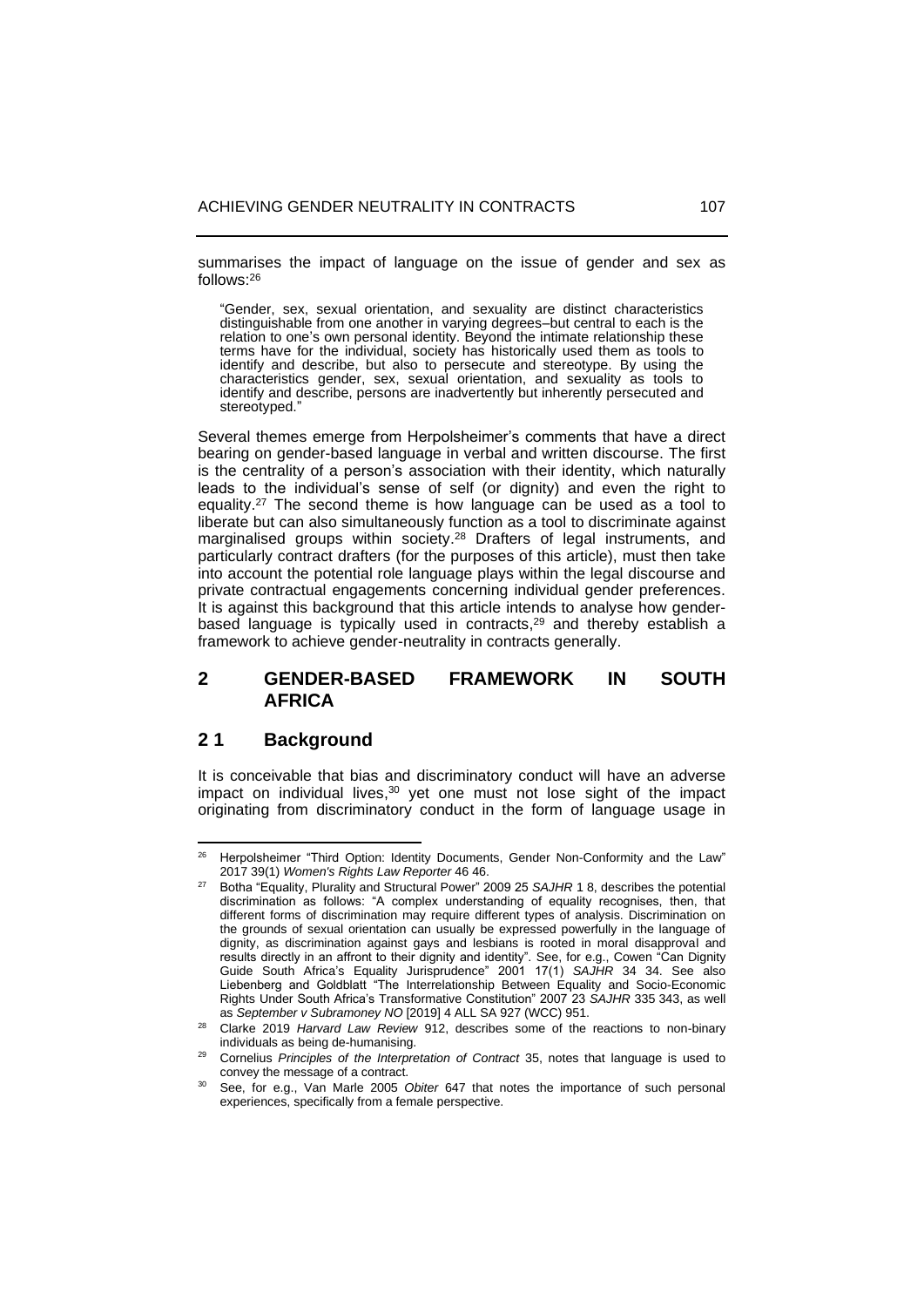summarises the impact of language on the issue of gender and sex as follows:[26]

> "Gender, sex, sexual orientation, and sexuality are distinct characteristics distinguishable from one another in varying degrees–but central to each is the relation to one's own personal identity. Beyond the intimate relationship these terms have for the individual, society has historically used them as tools to identify and describe, but also to persecute and stereotype. By using the characteristics gender, sex, sexual orientation, and sexuality as tools to identify and describe, persons are inadvertently but inherently persecuted and stereotyped."

Several themes emerge from Herpolsheimer's comments that have a direct bearing on gender-based language in verbal and written discourse. The first is the centrality of a person's association with their identity, which naturally leads to the individual's sense of self (or dignity) and even the right to equality.[27] The second theme is how language can be used as a tool to liberate but can also simultaneously function as a tool to discriminate against marginalised groups within society.[28] Drafters of legal instruments, and particularly contract drafters (for the purposes of this article), must then take into account the potential role language plays within the legal discourse and private contractual engagements concerning individual gender preferences. It is against this background that this article intends to analyse how gender-based language is typically used in contracts,[29] and thereby establish a framework to achieve gender-neutrality in contracts generally.

## 2 GENDER-BASED FRAMEWORK IN SOUTH AFRICA

### 2 1 Background

It is conceivable that bias and discriminatory conduct will have an adverse impact on individual lives,[30] yet one must not lose sight of the impact originating from discriminatory conduct in the form of language usage in

---

[26] Herpolsheimer "Third Option: Identity Documents, Gender Non-Conformity and the Law" 2017 39(1) *Women's Rights Law Reporter* 46 46.

[27] Botha "Equality, Plurality and Structural Power" 2009 25 *SAJHR* 1 8, describes the potential discrimination as follows: "A complex understanding of equality recognises, then, that different forms of discrimination may require different types of analysis. Discrimination on the grounds of sexual orientation can usually be expressed powerfully in the language of dignity, as discrimination against gays and lesbians is rooted in moral disapproval and results directly in an affront to their dignity and identity". See, for e.g., Cowen "Can Dignity Guide South Africa's Equality Jurisprudence" 2001 17(1) *SAJHR* 34 34. See also Liebenberg and Goldblatt "The Interrelationship Between Equality and Socio-Economic Rights Under South Africa's Transformative Constitution" 2007 23 *SAJHR* 335 343, as well as *September v Subramoney NO* [2019] 4 ALL SA 927 (WCC) 951.

[28] Clarke 2019 *Harvard Law Review* 912, describes some of the reactions to non-binary individuals as being de-humanising.

[29] Cornelius *Principles of the Interpretation of Contract* 35, notes that language is used to convey the message of a contract.

[30] See, for e.g., Van Marle 2005 *Obiter* 647 that notes the importance of such personal experiences, specifically from a female perspective.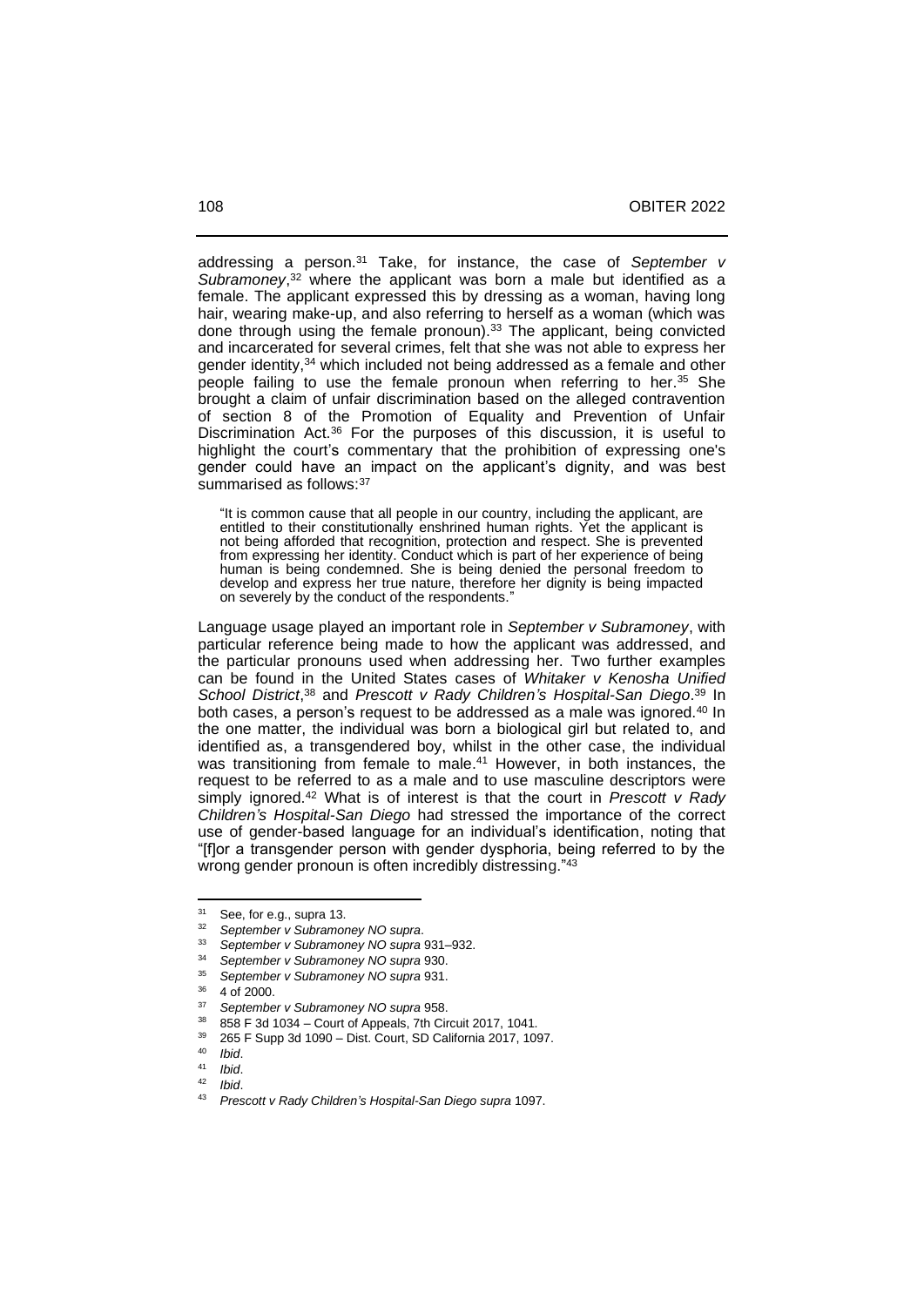addressing a person.[31] Take, for instance, the case of *September v Subramoney*,[32] where the applicant was born a male but identified as a female. The applicant expressed this by dressing as a woman, having long hair, wearing make-up, and also referring to herself as a woman (which was done through using the female pronoun).[33] The applicant, being convicted and incarcerated for several crimes, felt that she was not able to express her gender identity,[34] which included not being addressed as a female and other people failing to use the female pronoun when referring to her.[35] She brought a claim of unfair discrimination based on the alleged contravention of section 8 of the Promotion of Equality and Prevention of Unfair Discrimination Act.[36] For the purposes of this discussion, it is useful to highlight the court's commentary that the prohibition of expressing one's gender could have an impact on the applicant's dignity, and was best summarised as follows:[37]

> "It is common cause that all people in our country, including the applicant, are entitled to their constitutionally enshrined human rights. Yet the applicant is not being afforded that recognition, protection and respect. She is prevented from expressing her identity. Conduct which is part of her experience of being human is being condemned. She is being denied the personal freedom to develop and express her true nature, therefore her dignity is being impacted on severely by the conduct of the respondents."

Language usage played an important role in *September v Subramoney*, with particular reference being made to how the applicant was addressed, and the particular pronouns used when addressing her. Two further examples can be found in the United States cases of *Whitaker v Kenosha Unified School District*,[38] and *Prescott v Rady Children's Hospital-San Diego*.[39] In both cases, a person's request to be addressed as a male was ignored.[40] In the one matter, the individual was born a biological girl but related to, and identified as, a transgendered boy, whilst in the other case, the individual was transitioning from female to male.[41] However, in both instances, the request to be referred to as a male and to use masculine descriptors were simply ignored.[42] What is of interest is that the court in *Prescott v Rady Children's Hospital-San Diego* had stressed the importance of the correct use of gender-based language for an individual's identification, noting that "[f]or a transgender person with gender dysphoria, being referred to by the wrong gender pronoun is often incredibly distressing."[43]

---

[31] See, for e.g., supra 13.
[32] *September v Subramoney NO supra*.
[33] *September v Subramoney NO supra* 931–932.
[34] *September v Subramoney NO supra* 930.
[35] *September v Subramoney NO supra* 931.
[36] 4 of 2000.
[37] *September v Subramoney NO supra* 958.
[38] 858 F 3d 1034 – Court of Appeals, 7th Circuit 2017, 1041.
[39] 265 F Supp 3d 1090 – Dist. Court, SD California 2017, 1097.
[40] *Ibid*.
[41] *Ibid*.
[42] *Ibid*.
[43] *Prescott v Rady Children's Hospital-San Diego supra* 1097.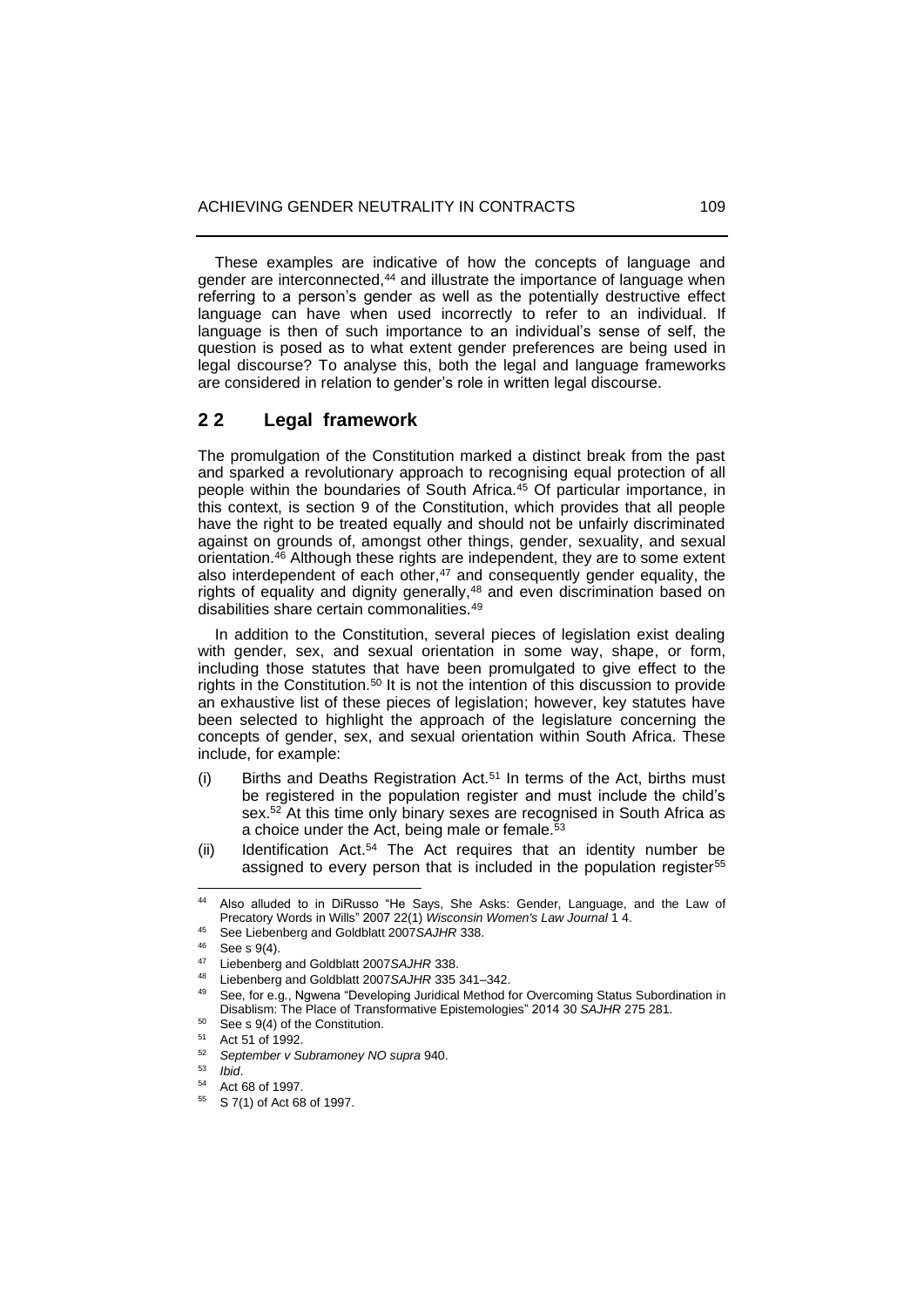These examples are indicative of how the concepts of language and gender are interconnected,[44] and illustrate the importance of language when referring to a person's gender as well as the potentially destructive effect language can have when used incorrectly to refer to an individual. If language is then of such importance to an individual's sense of self, the question is posed as to what extent gender preferences are being used in legal discourse? To analyse this, both the legal and language frameworks are considered in relation to gender's role in written legal discourse.

## 2 2 Legal framework

The promulgation of the Constitution marked a distinct break from the past and sparked a revolutionary approach to recognising equal protection of all people within the boundaries of South Africa.[45] Of particular importance, in this context, is section 9 of the Constitution, which provides that all people have the right to be treated equally and should not be unfairly discriminated against on grounds of, amongst other things, gender, sexuality, and sexual orientation.[46] Although these rights are independent, they are to some extent also interdependent of each other,[47] and consequently gender equality, the rights of equality and dignity generally,[48] and even discrimination based on disabilities share certain commonalities.[49]

In addition to the Constitution, several pieces of legislation exist dealing with gender, sex, and sexual orientation in some way, shape, or form, including those statutes that have been promulgated to give effect to the rights in the Constitution.[50] It is not the intention of this discussion to provide an exhaustive list of these pieces of legislation; however, key statutes have been selected to highlight the approach of the legislature concerning the concepts of gender, sex, and sexual orientation within South Africa. These include, for example:

(i) Births and Deaths Registration Act.[51] In terms of the Act, births must be registered in the population register and must include the child's sex.[52] At this time only binary sexes are recognised in South Africa as a choice under the Act, being male or female.[53]

(ii) Identification Act.[54] The Act requires that an identity number be assigned to every person that is included in the population register[55]

---

[44] Also alluded to in DiRusso "He Says, She Asks: Gender, Language, and the Law of Precatory Words in Wills" 2007 22(1) *Wisconsin Women's Law Journal* 1 4.

[45] See Liebenberg and Goldblatt 2007*SAJHR* 338.

[46] See s 9(4).

[47] Liebenberg and Goldblatt 2007*SAJHR* 338.

[48] Liebenberg and Goldblatt 2007*SAJHR* 335 341–342.

[49] See, for e.g., Ngwena "Developing Juridical Method for Overcoming Status Subordination in Disablism: The Place of Transformative Epistemologies" 2014 30 *SAJHR* 275 281.

[50] See s 9(4) of the Constitution.

[51] Act 51 of 1992.

[52] *September v Subramoney NO supra* 940.

[53] *Ibid*.

[54] Act 68 of 1997.

[55] S 7(1) of Act 68 of 1997.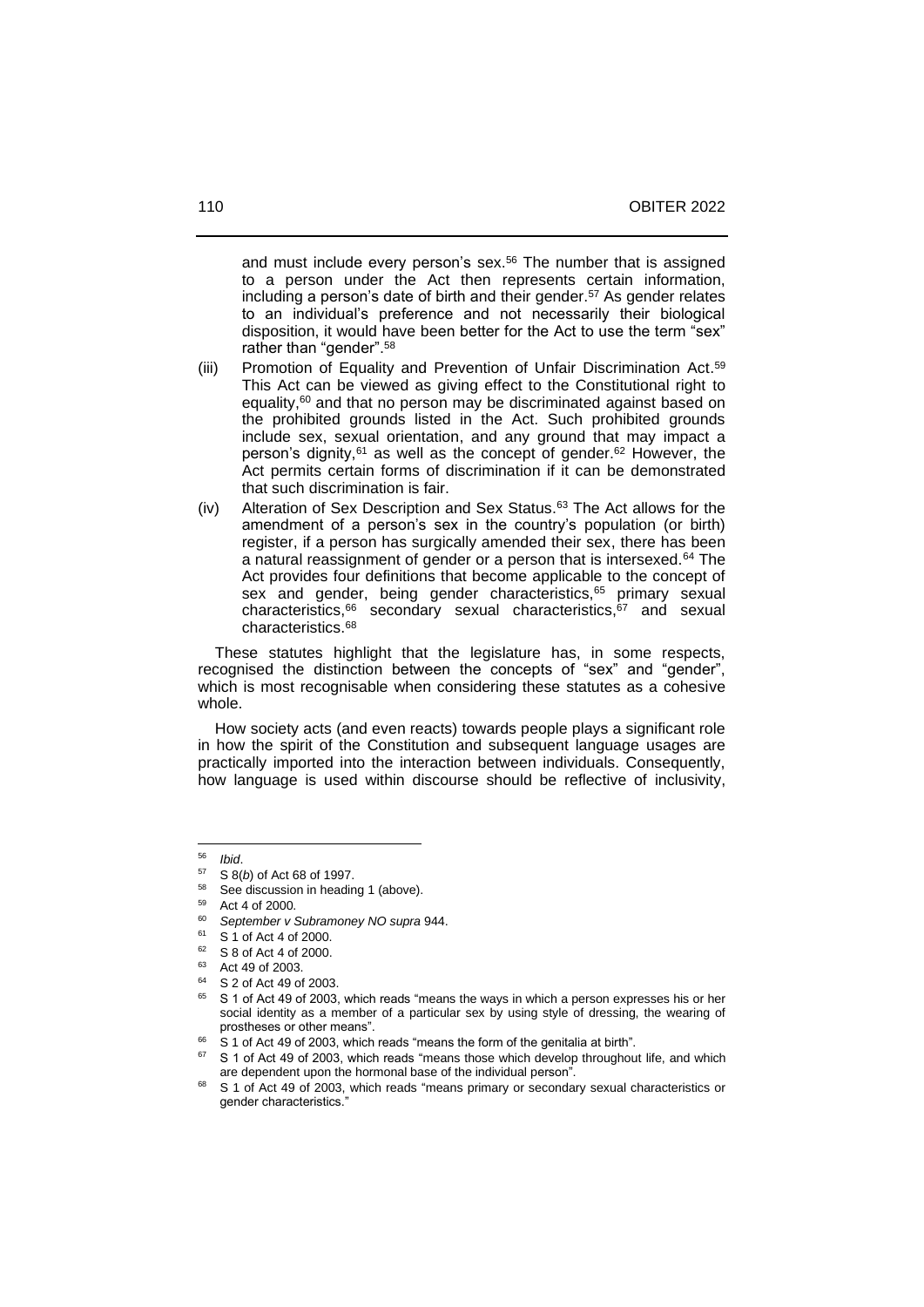and must include every person's sex.[56] The number that is assigned to a person under the Act then represents certain information, including a person's date of birth and their gender.[57] As gender relates to an individual's preference and not necessarily their biological disposition, it would have been better for the Act to use the term "sex" rather than "gender".[58]

(iii) Promotion of Equality and Prevention of Unfair Discrimination Act.[59] This Act can be viewed as giving effect to the Constitutional right to equality,[60] and that no person may be discriminated against based on the prohibited grounds listed in the Act. Such prohibited grounds include sex, sexual orientation, and any ground that may impact a person's dignity,[61] as well as the concept of gender.[62] However, the Act permits certain forms of discrimination if it can be demonstrated that such discrimination is fair.

(iv) Alteration of Sex Description and Sex Status.[63] The Act allows for the amendment of a person's sex in the country's population (or birth) register, if a person has surgically amended their sex, there has been a natural reassignment of gender or a person that is intersexed.[64] The Act provides four definitions that become applicable to the concept of sex and gender, being gender characteristics,[65] primary sexual characteristics,[66] secondary sexual characteristics,[67] and sexual characteristics.[68]

These statutes highlight that the legislature has, in some respects, recognised the distinction between the concepts of "sex" and "gender", which is most recognisable when considering these statutes as a cohesive whole.

How society acts (and even reacts) towards people plays a significant role in how the spirit of the Constitution and subsequent language usages are practically imported into the interaction between individuals. Consequently, how language is used within discourse should be reflective of inclusivity,

---

[56] *Ibid*.

[57] S 8(*b*) of Act 68 of 1997.

[58] See discussion in heading 1 (above).

[59] Act 4 of 2000.

[60] *September v Subramoney NO supra* 944.

[61] S 1 of Act 4 of 2000.

[62] S 8 of Act 4 of 2000.

[63] Act 49 of 2003.

[64] S 2 of Act 49 of 2003.

[65] S 1 of Act 49 of 2003, which reads "means the ways in which a person expresses his or her social identity as a member of a particular sex by using style of dressing, the wearing of prostheses or other means".

[66] S 1 of Act 49 of 2003, which reads "means the form of the genitalia at birth".

[67] S 1 of Act 49 of 2003, which reads "means those which develop throughout life, and which are dependent upon the hormonal base of the individual person".

[68] S 1 of Act 49 of 2003, which reads "means primary or secondary sexual characteristics or gender characteristics."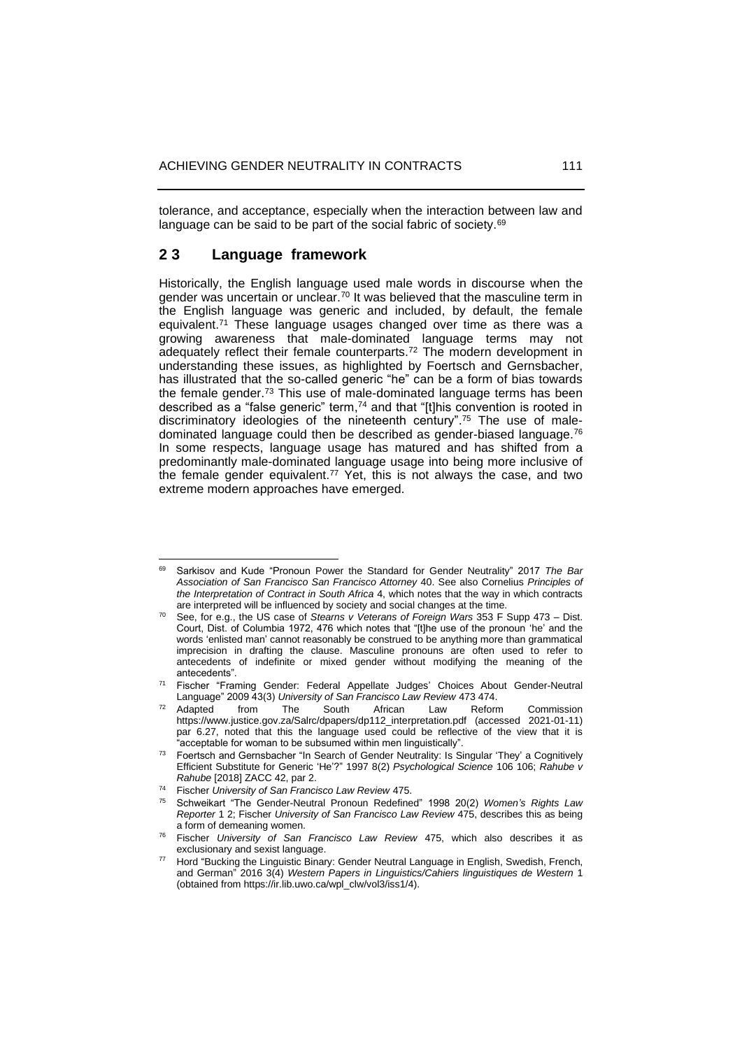tolerance, and acceptance, especially when the interaction between law and language can be said to be part of the social fabric of society.[69]

## 2 3 Language framework

Historically, the English language used male words in discourse when the gender was uncertain or unclear.[70] It was believed that the masculine term in the English language was generic and included, by default, the female equivalent.[71] These language usages changed over time as there was a growing awareness that male-dominated language terms may not adequately reflect their female counterparts.[72] The modern development in understanding these issues, as highlighted by Foertsch and Gernsbacher, has illustrated that the so-called generic "he" can be a form of bias towards the female gender.[73] This use of male-dominated language terms has been described as a "false generic" term,[74] and that "[t]his convention is rooted in discriminatory ideologies of the nineteenth century".[75] The use of male-dominated language could then be described as gender-biased language.[76] In some respects, language usage has matured and has shifted from a predominantly male-dominated language usage into being more inclusive of the female gender equivalent.[77] Yet, this is not always the case, and two extreme modern approaches have emerged.

---

[69] Sarkisov and Kude "Pronoun Power the Standard for Gender Neutrality" 2017 *The Bar Association of San Francisco San Francisco Attorney* 40. See also Cornelius *Principles of the Interpretation of Contract in South Africa* 4, which notes that the way in which contracts are interpreted will be influenced by society and social changes at the time.

[70] See, for e.g., the US case of *Stearns v Veterans of Foreign Wars* 353 F Supp 473 – Dist. Court, Dist. of Columbia 1972, 476 which notes that "[t]he use of the pronoun 'he' and the words 'enlisted man' cannot reasonably be construed to be anything more than grammatical imprecision in drafting the clause. Masculine pronouns are often used to refer to antecedents of indefinite or mixed gender without modifying the meaning of the antecedents".

[71] Fischer "Framing Gender: Federal Appellate Judges' Choices About Gender-Neutral Language" 2009 43(3) *University of San Francisco Law Review* 473 474.

[72] Adapted from The South African Law Reform Commission https://www.justice.gov.za/Salrc/dpapers/dp112_interpretation.pdf (accessed 2021-01-11) par 6.27, noted that this the language used could be reflective of the view that it is "acceptable for woman to be subsumed within men linguistically".

[73] Foertsch and Gernsbacher "In Search of Gender Neutrality: Is Singular 'They' a Cognitively Efficient Substitute for Generic 'He'?" 1997 8(2) *Psychological Science* 106 106; *Rahube v Rahube* [2018] ZACC 42, par 2.

[74] Fischer *University of San Francisco Law Review* 475.

[75] Schweikart "The Gender-Neutral Pronoun Redefined" 1998 20(2) *Women's Rights Law Reporter* 1 2; Fischer *University of San Francisco Law Review* 475, describes this as being a form of demeaning women.

[76] Fischer *University of San Francisco Law Review* 475, which also describes it as exclusionary and sexist language.

[77] Hord "Bucking the Linguistic Binary: Gender Neutral Language in English, Swedish, French, and German" 2016 3(4) *Western Papers in Linguistics/Cahiers linguistiques de Western* 1 (obtained from https://ir.lib.uwo.ca/wpl_clw/vol3/iss1/4).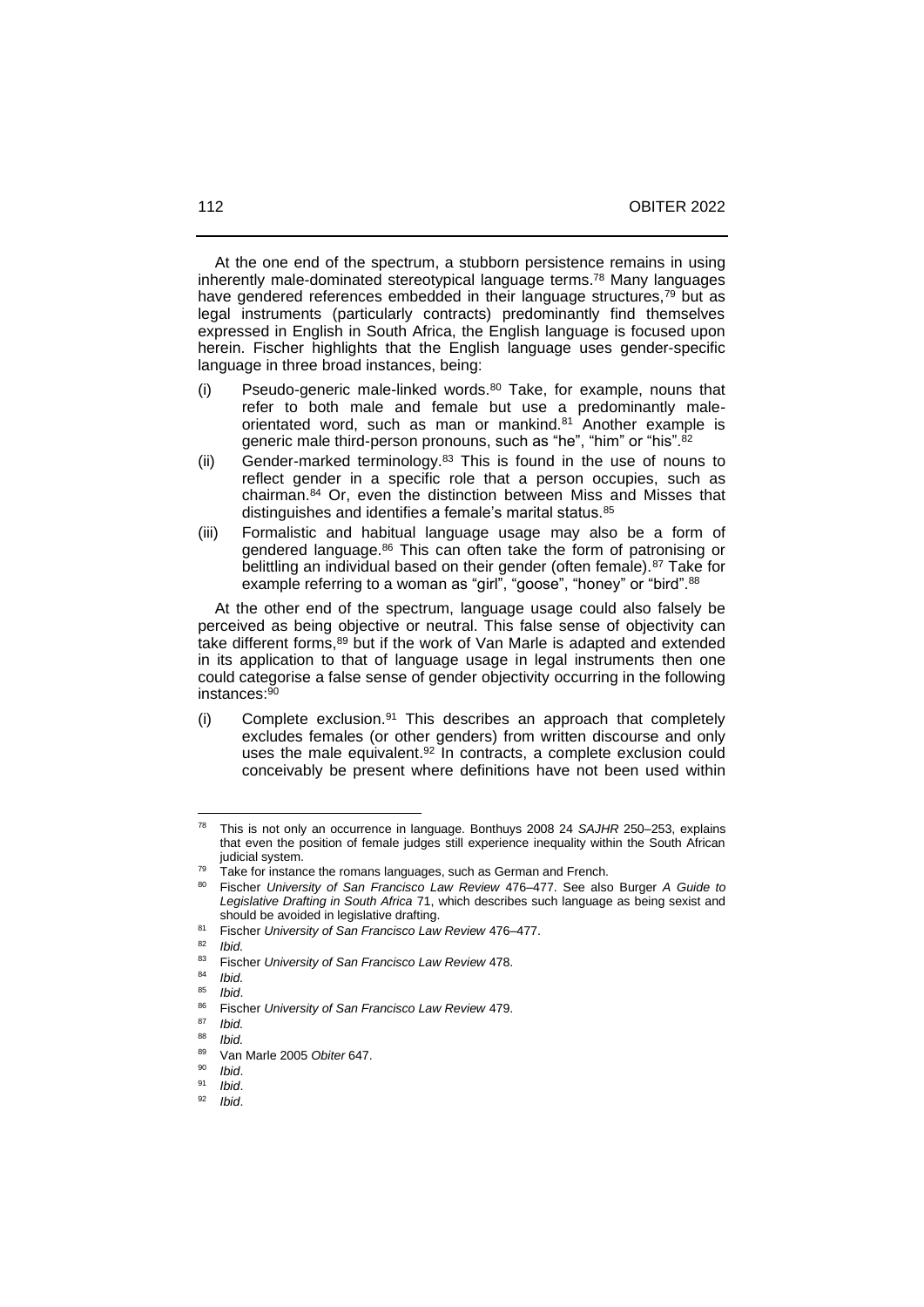At the one end of the spectrum, a stubborn persistence remains in using inherently male-dominated stereotypical language terms.[78] Many languages have gendered references embedded in their language structures,[79] but as legal instruments (particularly contracts) predominantly find themselves expressed in English in South Africa, the English language is focused upon herein. Fischer highlights that the English language uses gender-specific language in three broad instances, being:

(i) Pseudo-generic male-linked words.[80] Take, for example, nouns that refer to both male and female but use a predominantly male-orientated word, such as man or mankind.[81] Another example is generic male third-person pronouns, such as "he", "him" or "his".[82]

(ii) Gender-marked terminology.[83] This is found in the use of nouns to reflect gender in a specific role that a person occupies, such as chairman.[84] Or, even the distinction between Miss and Misses that distinguishes and identifies a female's marital status.[85]

(iii) Formalistic and habitual language usage may also be a form of gendered language.[86] This can often take the form of patronising or belittling an individual based on their gender (often female).[87] Take for example referring to a woman as "girl", "goose", "honey" or "bird".[88]

At the other end of the spectrum, language usage could also falsely be perceived as being objective or neutral. This false sense of objectivity can take different forms,[89] but if the work of Van Marle is adapted and extended in its application to that of language usage in legal instruments then one could categorise a false sense of gender objectivity occurring in the following instances:[90]

(i) Complete exclusion.[91] This describes an approach that completely excludes females (or other genders) from written discourse and only uses the male equivalent.[92] In contracts, a complete exclusion could conceivably be present where definitions have not been used within

---

[78] This is not only an occurrence in language. Bonthuys 2008 24 *SAJHR* 250–253, explains that even the position of female judges still experience inequality within the South African judicial system.

[79] Take for instance the romans languages, such as German and French.

[80] Fischer *University of San Francisco Law Review* 476–477. See also Burger *A Guide to Legislative Drafting in South Africa* 71, which describes such language as being sexist and should be avoided in legislative drafting.

[81] Fischer *University of San Francisco Law Review* 476–477.

[82] *Ibid.*

[83] Fischer *University of San Francisco Law Review* 478.

[84] *Ibid.*

[85] *Ibid*.

[86] Fischer *University of San Francisco Law Review* 479.

[87] *Ibid.*

[88] *Ibid.*

[89] Van Marle 2005 *Obiter* 647.

[90] *Ibid*.

[91] *Ibid*.

[92] *Ibid*.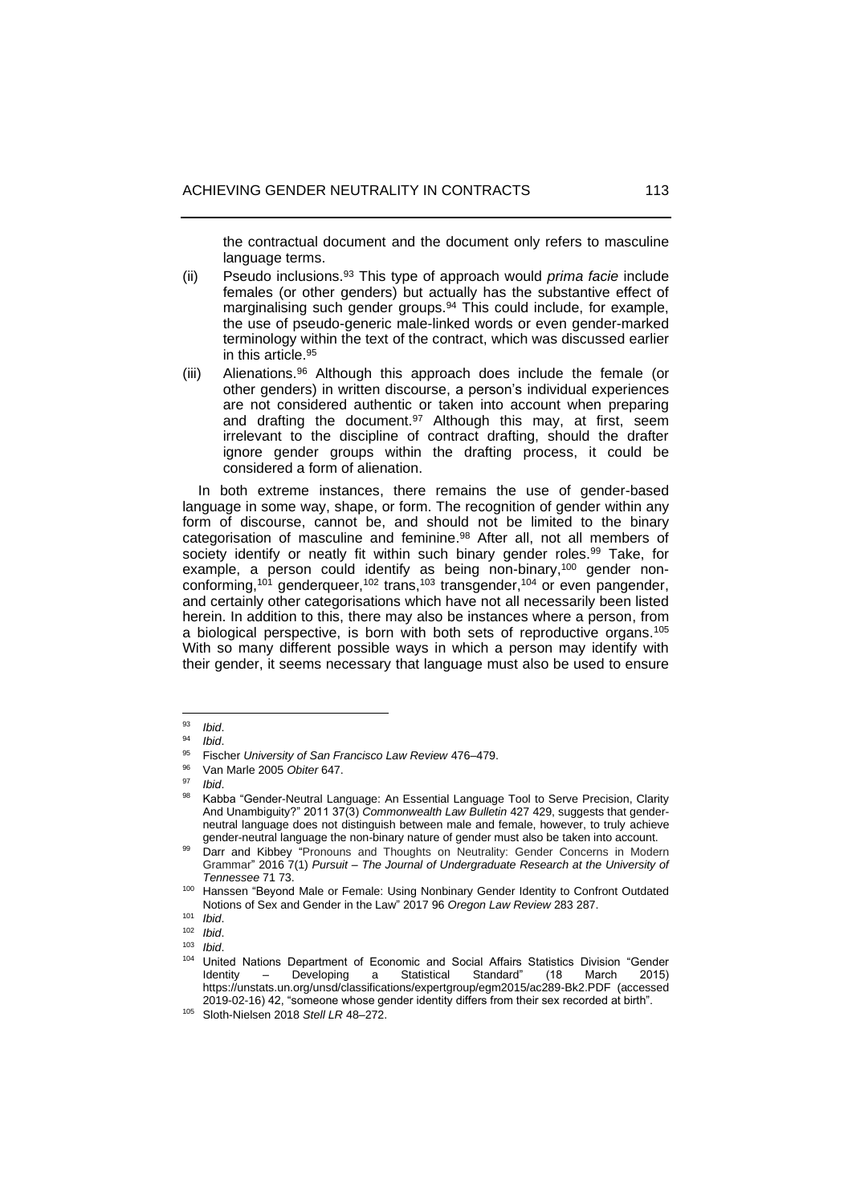the contractual document and the document only refers to masculine language terms.

(ii) Pseudo inclusions.[93] This type of approach would *prima facie* include females (or other genders) but actually has the substantive effect of marginalising such gender groups.[94] This could include, for example, the use of pseudo-generic male-linked words or even gender-marked terminology within the text of the contract, which was discussed earlier in this article.[95]

(iii) Alienations.[96] Although this approach does include the female (or other genders) in written discourse, a person's individual experiences are not considered authentic or taken into account when preparing and drafting the document.[97] Although this may, at first, seem irrelevant to the discipline of contract drafting, should the drafter ignore gender groups within the drafting process, it could be considered a form of alienation.

In both extreme instances, there remains the use of gender-based language in some way, shape, or form. The recognition of gender within any form of discourse, cannot be, and should not be limited to the binary categorisation of masculine and feminine.[98] After all, not all members of society identify or neatly fit within such binary gender roles.[99] Take, for example, a person could identify as being non-binary,[100] gender non-conforming,[101] genderqueer,[102] trans,[103] transgender,[104] or even pangender, and certainly other categorisations which have not all necessarily been listed herein. In addition to this, there may also be instances where a person, from a biological perspective, is born with both sets of reproductive organs.[105] With so many different possible ways in which a person may identify with their gender, it seems necessary that language must also be used to ensure

---

[93] *Ibid*.

[94] *Ibid*.

[95] Fischer *University of San Francisco Law Review* 476–479.

[96] Van Marle 2005 *Obiter* 647.

[97] *Ibid*.

[98] Kabba "Gender-Neutral Language: An Essential Language Tool to Serve Precision, Clarity And Unambiguity?" 2011 37(3) *Commonwealth Law Bulletin* 427 429, suggests that gender-neutral language does not distinguish between male and female, however, to truly achieve gender-neutral language the non-binary nature of gender must also be taken into account.

[99] Darr and Kibbey "Pronouns and Thoughts on Neutrality: Gender Concerns in Modern Grammar" 2016 7(1) *Pursuit – The Journal of Undergraduate Research at the University of Tennessee* 71 73.

[100] Hanssen "Beyond Male or Female: Using Nonbinary Gender Identity to Confront Outdated Notions of Sex and Gender in the Law" 2017 96 *Oregon Law Review* 283 287.

[101] *Ibid*.

[102] *Ibid*.

[103] *Ibid*.

[104] United Nations Department of Economic and Social Affairs Statistics Division "Gender Identity – Developing a Statistical Standard" (18 March 2015) https://unstats.un.org/unsd/classifications/expertgroup/egm2015/ac289-Bk2.PDF (accessed 2019-02-16) 42, "someone whose gender identity differs from their sex recorded at birth".

[105] Sloth-Nielsen 2018 *Stell LR* 48–272.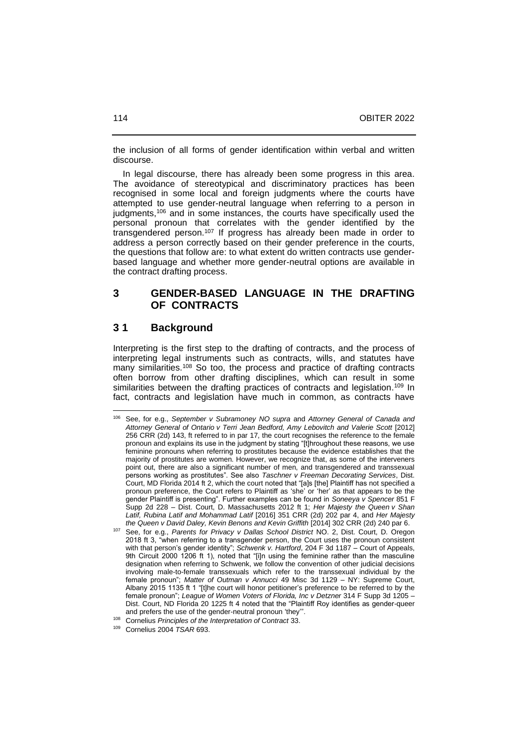the inclusion of all forms of gender identification within verbal and written discourse.

In legal discourse, there has already been some progress in this area. The avoidance of stereotypical and discriminatory practices has been recognised in some local and foreign judgments where the courts have attempted to use gender-neutral language when referring to a person in judgments,[106] and in some instances, the courts have specifically used the personal pronoun that correlates with the gender identified by the transgendered person.[107] If progress has already been made in order to address a person correctly based on their gender preference in the courts, the questions that follow are: to what extent do written contracts use gender-based language and whether more gender-neutral options are available in the contract drafting process.

## 3 GENDER-BASED LANGUAGE IN THE DRAFTING OF CONTRACTS

### 3 1 Background

Interpreting is the first step to the drafting of contracts, and the process of interpreting legal instruments such as contracts, wills, and statutes have many similarities.[108] So too, the process and practice of drafting contracts often borrow from other drafting disciplines, which can result in some similarities between the drafting practices of contracts and legislation.[109] In fact, contracts and legislation have much in common, as contracts have

---

[106] See, for e.g., *September v Subramoney NO supra* and *Attorney General of Canada and Attorney General of Ontario v Terri Jean Bedford, Amy Lebovitch and Valerie Scott* [2012] 256 CRR (2d) 143, ft referred to in par 17, the court recognises the reference to the female pronoun and explains its use in the judgment by stating "[t]hroughout these reasons, we use feminine pronouns when referring to prostitutes because the evidence establishes that the majority of prostitutes are women. However, we recognize that, as some of the interveners point out, there are also a significant number of men, and transgendered and transsexual persons working as prostitutes". See also *Taschner v Freeman Decorating Services*, Dist. Court, MD Florida 2014 ft 2, which the court noted that "[a]s [the] Plaintiff has not specified a pronoun preference, the Court refers to Plaintiff as 'she' or 'her' as that appears to be the gender Plaintiff is presenting". Further examples can be found in *Soneeya v Spencer* 851 F Supp 2d 228 – Dist. Court, D. Massachusetts 2012 ft 1; *Her Majesty the Queen v Shan Latif, Rubina Latif and Mohammad Latif* [2016] 351 CRR (2d) 202 par 4, and *Her Majesty the Queen v David Daley, Kevin Benons and Kevin Griffith* [2014] 302 CRR (2d) 240 par 6.

[107] See, for e.g., *Parents for Privacy v Dallas School District* NO. 2, Dist. Court, D. Oregon 2018 ft 3, "when referring to a transgender person, the Court uses the pronoun consistent with that person's gender identity"; *Schwenk v. Hartford*, 204 F 3d 1187 – Court of Appeals, 9th Circuit 2000 1206 ft 1), noted that "[i]n using the feminine rather than the masculine designation when referring to Schwenk, we follow the convention of other judicial decisions involving male-to-female transsexuals which refer to the transsexual individual by the female pronoun"; *Matter of Outman v Annucci* 49 Misc 3d 1129 – NY: Supreme Court, Albany 2015 1135 ft 1 "[t]he court will honor petitioner's preference to be referred to by the female pronoun"; *League of Women Voters of Florida, Inc v Detzner* 314 F Supp 3d 1205 – Dist. Court, ND Florida 20 1225 ft 4 noted that the "Plaintiff Roy identifies as gender-queer and prefers the use of the gender-neutral pronoun 'they'".

[108] Cornelius *Principles of the Interpretation of Contract* 33.

[109] Cornelius 2004 *TSAR* 693.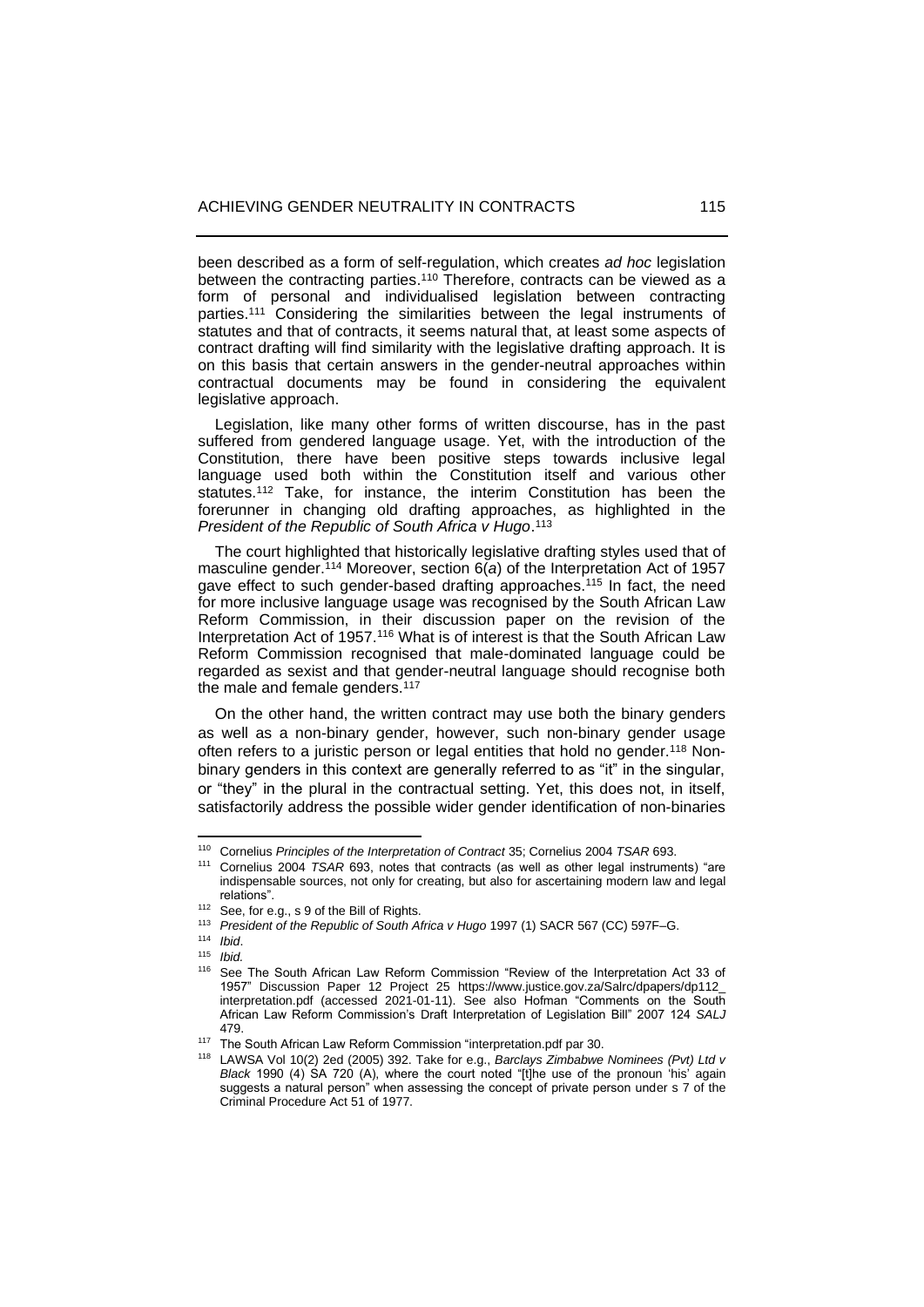been described as a form of self-regulation, which creates *ad hoc* legislation between the contracting parties.[110] Therefore, contracts can be viewed as a form of personal and individualised legislation between contracting parties.[111] Considering the similarities between the legal instruments of statutes and that of contracts, it seems natural that, at least some aspects of contract drafting will find similarity with the legislative drafting approach. It is on this basis that certain answers in the gender-neutral approaches within contractual documents may be found in considering the equivalent legislative approach.

Legislation, like many other forms of written discourse, has in the past suffered from gendered language usage. Yet, with the introduction of the Constitution, there have been positive steps towards inclusive legal language used both within the Constitution itself and various other statutes.[112] Take, for instance, the interim Constitution has been the forerunner in changing old drafting approaches, as highlighted in the *President of the Republic of South Africa v Hugo*.[113]

The court highlighted that historically legislative drafting styles used that of masculine gender.[114] Moreover, section 6(*a*) of the Interpretation Act of 1957 gave effect to such gender-based drafting approaches.[115] In fact, the need for more inclusive language usage was recognised by the South African Law Reform Commission, in their discussion paper on the revision of the Interpretation Act of 1957.[116] What is of interest is that the South African Law Reform Commission recognised that male-dominated language could be regarded as sexist and that gender-neutral language should recognise both the male and female genders.[117]

On the other hand, the written contract may use both the binary genders as well as a non-binary gender, however, such non-binary gender usage often refers to a juristic person or legal entities that hold no gender.[118] Non-binary genders in this context are generally referred to as "it" in the singular, or "they" in the plural in the contractual setting. Yet, this does not, in itself, satisfactorily address the possible wider gender identification of non-binaries

---

110 Cornelius *Principles of the Interpretation of Contract* 35; Cornelius 2004 *TSAR* 693.

111 Cornelius 2004 *TSAR* 693, notes that contracts (as well as other legal instruments) "are indispensable sources, not only for creating, but also for ascertaining modern law and legal relations".

112 See, for e.g., s 9 of the Bill of Rights.

113 *President of the Republic of South Africa v Hugo* 1997 (1) SACR 567 (CC) 597F–G.

114 *Ibid*.

115 *Ibid.*

116 See The South African Law Reform Commission "Review of the Interpretation Act 33 of 1957" Discussion Paper 12 Project 25 https://www.justice.gov.za/Salrc/dpapers/dp112_interpretation.pdf (accessed 2021-01-11). See also Hofman "Comments on the South African Law Reform Commission's Draft Interpretation of Legislation Bill" 2007 124 *SALJ* 479.

117 The South African Law Reform Commission "interpretation.pdf par 30.

118 LAWSA Vol 10(2) 2ed (2005) 392. Take for e.g., *Barclays Zimbabwe Nominees (Pvt) Ltd v Black* 1990 (4) SA 720 (A), where the court noted "[t]he use of the pronoun 'his' again suggests a natural person" when assessing the concept of private person under s 7 of the Criminal Procedure Act 51 of 1977.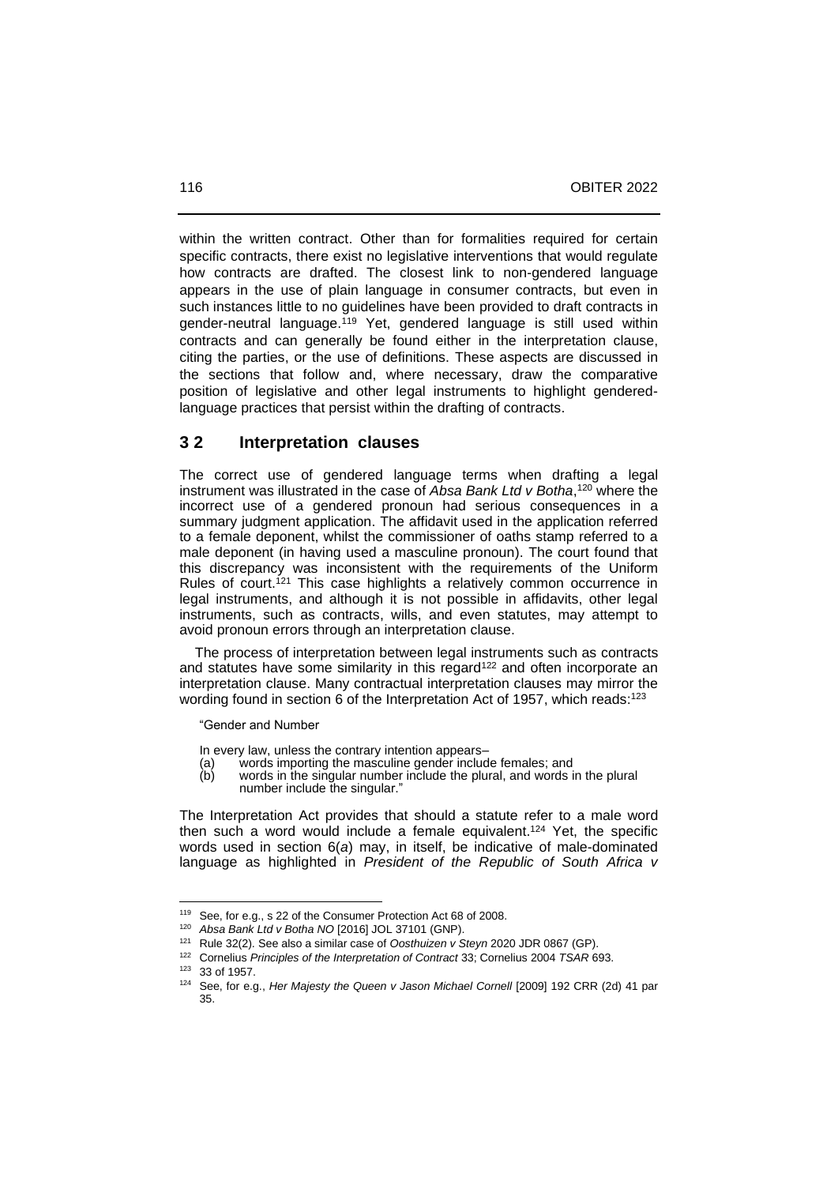within the written contract. Other than for formalities required for certain specific contracts, there exist no legislative interventions that would regulate how contracts are drafted. The closest link to non-gendered language appears in the use of plain language in consumer contracts, but even in such instances little to no guidelines have been provided to draft contracts in gender-neutral language.[119] Yet, gendered language is still used within contracts and can generally be found either in the interpretation clause, citing the parties, or the use of definitions. These aspects are discussed in the sections that follow and, where necessary, draw the comparative position of legislative and other legal instruments to highlight gendered-language practices that persist within the drafting of contracts.

## 3 2 Interpretation clauses

The correct use of gendered language terms when drafting a legal instrument was illustrated in the case of *Absa Bank Ltd v Botha*,[120] where the incorrect use of a gendered pronoun had serious consequences in a summary judgment application. The affidavit used in the application referred to a female deponent, whilst the commissioner of oaths stamp referred to a male deponent (in having used a masculine pronoun). The court found that this discrepancy was inconsistent with the requirements of the Uniform Rules of court.[121] This case highlights a relatively common occurrence in legal instruments, and although it is not possible in affidavits, other legal instruments, such as contracts, wills, and even statutes, may attempt to avoid pronoun errors through an interpretation clause.

The process of interpretation between legal instruments such as contracts and statutes have some similarity in this regard[122] and often incorporate an interpretation clause. Many contractual interpretation clauses may mirror the wording found in section 6 of the Interpretation Act of 1957, which reads:[123]

> "Gender and Number
>
> In every law, unless the contrary intention appears–
>
> (a) words importing the masculine gender include females; and
>
> (b) words in the singular number include the plural, and words in the plural number include the singular."

The Interpretation Act provides that should a statute refer to a male word then such a word would include a female equivalent.[124] Yet, the specific words used in section 6(*a*) may, in itself, be indicative of male-dominated language as highlighted in *President of the Republic of South Africa v*

---

[119] See, for e.g., s 22 of the Consumer Protection Act 68 of 2008.

[120] *Absa Bank Ltd v Botha NO* [2016] JOL 37101 (GNP).

[121] Rule 32(2). See also a similar case of *Oosthuizen v Steyn* 2020 JDR 0867 (GP).

[122] Cornelius *Principles of the Interpretation of Contract* 33; Cornelius 2004 *TSAR* 693.

[123] 33 of 1957.

[124] See, for e.g., *Her Majesty the Queen v Jason Michael Cornell* [2009] 192 CRR (2d) 41 par 35.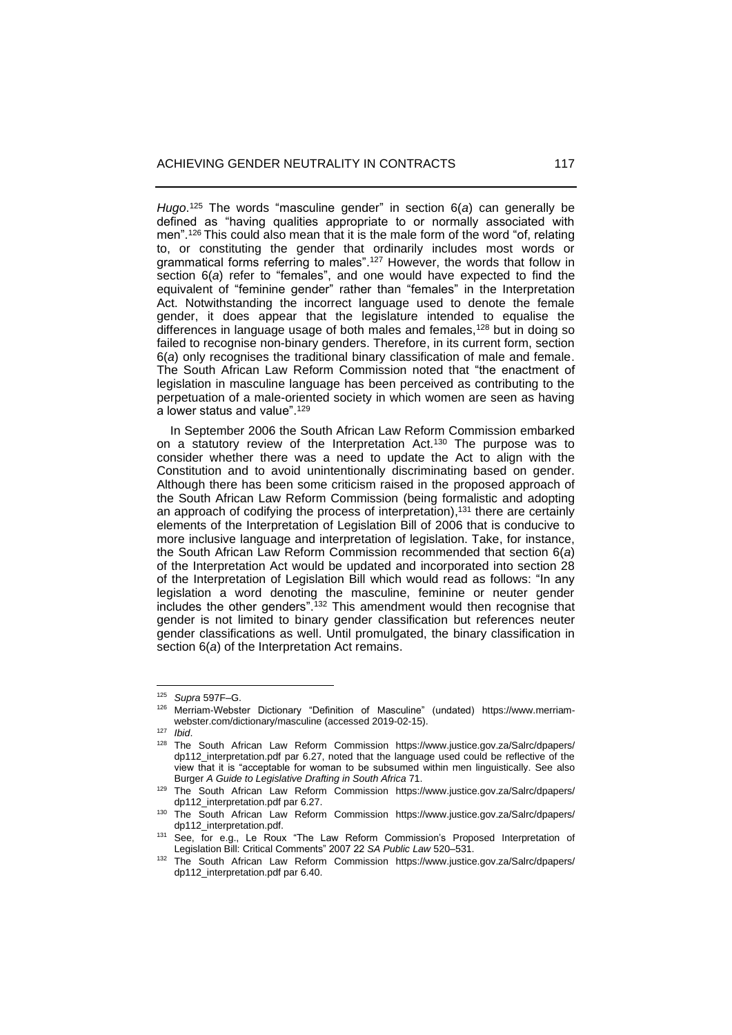*Hugo*.[125] The words "masculine gender" in section 6(*a*) can generally be defined as "having qualities appropriate to or normally associated with men".[126] This could also mean that it is the male form of the word "of, relating to, or constituting the gender that ordinarily includes most words or grammatical forms referring to males".[127] However, the words that follow in section 6(*a*) refer to "females", and one would have expected to find the equivalent of "feminine gender" rather than "females" in the Interpretation Act. Notwithstanding the incorrect language used to denote the female gender, it does appear that the legislature intended to equalise the differences in language usage of both males and females,[128] but in doing so failed to recognise non-binary genders. Therefore, in its current form, section 6(*a*) only recognises the traditional binary classification of male and female. The South African Law Reform Commission noted that "the enactment of legislation in masculine language has been perceived as contributing to the perpetuation of a male-oriented society in which women are seen as having a lower status and value".[129]

In September 2006 the South African Law Reform Commission embarked on a statutory review of the Interpretation Act.[130] The purpose was to consider whether there was a need to update the Act to align with the Constitution and to avoid unintentionally discriminating based on gender. Although there has been some criticism raised in the proposed approach of the South African Law Reform Commission (being formalistic and adopting an approach of codifying the process of interpretation),[131] there are certainly elements of the Interpretation of Legislation Bill of 2006 that is conducive to more inclusive language and interpretation of legislation. Take, for instance, the South African Law Reform Commission recommended that section 6(*a*) of the Interpretation Act would be updated and incorporated into section 28 of the Interpretation of Legislation Bill which would read as follows: "In any legislation a word denoting the masculine, feminine or neuter gender includes the other genders".[132] This amendment would then recognise that gender is not limited to binary gender classification but references neuter gender classifications as well. Until promulgated, the binary classification in section 6(*a*) of the Interpretation Act remains.

---

[125] *Supra* 597F–G.

[126] Merriam-Webster Dictionary "Definition of Masculine" (undated) https://www.merriam-webster.com/dictionary/masculine (accessed 2019-02-15).

[127] *Ibid*.

[128] The South African Law Reform Commission https://www.justice.gov.za/Salrc/dpapers/dp112_interpretation.pdf par 6.27, noted that the language used could be reflective of the view that it is "acceptable for woman to be subsumed within men linguistically. See also Burger *A Guide to Legislative Drafting in South Africa* 71.

[129] The South African Law Reform Commission https://www.justice.gov.za/Salrc/dpapers/dp112_interpretation.pdf par 6.27.

[130] The South African Law Reform Commission https://www.justice.gov.za/Salrc/dpapers/dp112_interpretation.pdf.

[131] See, for e.g., Le Roux "The Law Reform Commission's Proposed Interpretation of Legislation Bill: Critical Comments" 2007 22 *SA Public Law* 520–531.

[132] The South African Law Reform Commission https://www.justice.gov.za/Salrc/dpapers/dp112_interpretation.pdf par 6.40.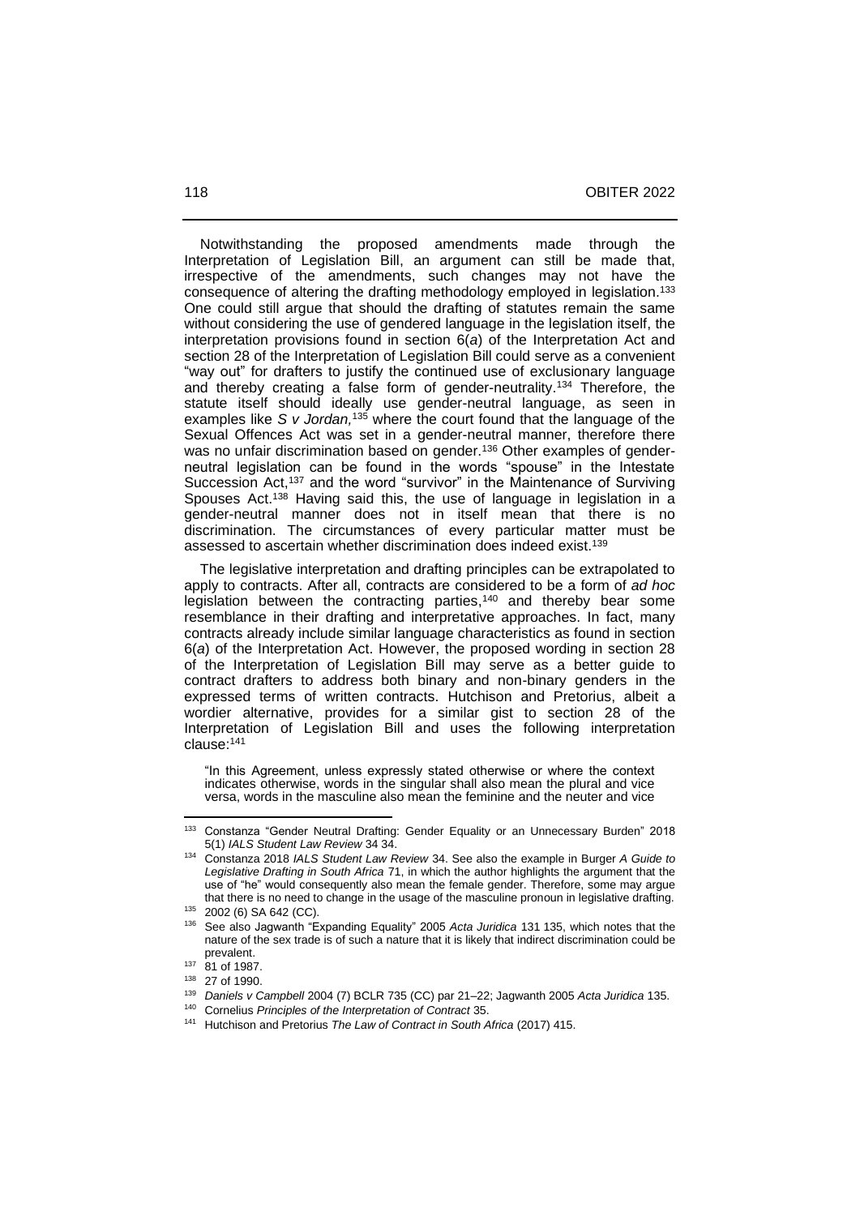Notwithstanding the proposed amendments made through the Interpretation of Legislation Bill, an argument can still be made that, irrespective of the amendments, such changes may not have the consequence of altering the drafting methodology employed in legislation.[133] One could still argue that should the drafting of statutes remain the same without considering the use of gendered language in the legislation itself, the interpretation provisions found in section 6(*a*) of the Interpretation Act and section 28 of the Interpretation of Legislation Bill could serve as a convenient "way out" for drafters to justify the continued use of exclusionary language and thereby creating a false form of gender-neutrality.[134] Therefore, the statute itself should ideally use gender-neutral language, as seen in examples like *S v Jordan,*[135] where the court found that the language of the Sexual Offences Act was set in a gender-neutral manner, therefore there was no unfair discrimination based on gender.[136] Other examples of gender-neutral legislation can be found in the words "spouse" in the Intestate Succession Act,[137] and the word "survivor" in the Maintenance of Surviving Spouses Act.[138] Having said this, the use of language in legislation in a gender-neutral manner does not in itself mean that there is no discrimination. The circumstances of every particular matter must be assessed to ascertain whether discrimination does indeed exist.[139]

The legislative interpretation and drafting principles can be extrapolated to apply to contracts. After all, contracts are considered to be a form of *ad hoc* legislation between the contracting parties,[140] and thereby bear some resemblance in their drafting and interpretative approaches. In fact, many contracts already include similar language characteristics as found in section 6(*a*) of the Interpretation Act. However, the proposed wording in section 28 of the Interpretation of Legislation Bill may serve as a better guide to contract drafters to address both binary and non-binary genders in the expressed terms of written contracts. Hutchison and Pretorius, albeit a wordier alternative, provides for a similar gist to section 28 of the Interpretation of Legislation Bill and uses the following interpretation clause:[141]

> "In this Agreement, unless expressly stated otherwise or where the context indicates otherwise, words in the singular shall also mean the plural and vice versa, words in the masculine also mean the feminine and the neuter and vice

---

[133] Constanza "Gender Neutral Drafting: Gender Equality or an Unnecessary Burden" 2018 5(1) *IALS Student Law Review* 34 34.

[134] Constanza 2018 *IALS Student Law Review* 34. See also the example in Burger *A Guide to Legislative Drafting in South Africa* 71, in which the author highlights the argument that the use of "he" would consequently also mean the female gender. Therefore, some may argue that there is no need to change in the usage of the masculine pronoun in legislative drafting.

[135] 2002 (6) SA 642 (CC).

[136] See also Jagwanth "Expanding Equality" 2005 *Acta Juridica* 131 135, which notes that the nature of the sex trade is of such a nature that it is likely that indirect discrimination could be prevalent.

[137] 81 of 1987.

[138] 27 of 1990.

[139] *Daniels v Campbell* 2004 (7) BCLR 735 (CC) par 21–22; Jagwanth 2005 *Acta Juridica* 135.

[140] Cornelius *Principles of the Interpretation of Contract* 35.

[141] Hutchison and Pretorius *The Law of Contract in South Africa* (2017) 415.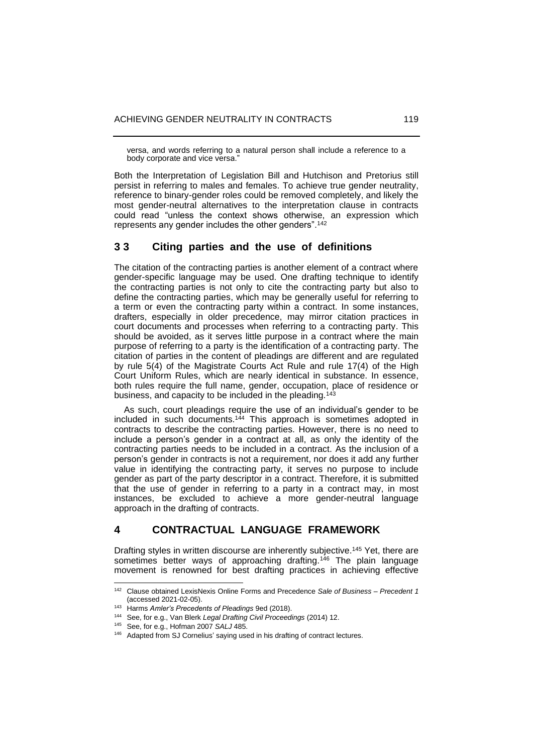versa, and words referring to a natural person shall include a reference to a body corporate and vice versa."

Both the Interpretation of Legislation Bill and Hutchison and Pretorius still persist in referring to males and females. To achieve true gender neutrality, reference to binary-gender roles could be removed completely, and likely the most gender-neutral alternatives to the interpretation clause in contracts could read "unless the context shows otherwise, an expression which represents any gender includes the other genders".[142]

## 3 3 Citing parties and the use of definitions

The citation of the contracting parties is another element of a contract where gender-specific language may be used. One drafting technique to identify the contracting parties is not only to cite the contracting party but also to define the contracting parties, which may be generally useful for referring to a term or even the contracting party within a contract. In some instances, drafters, especially in older precedence, may mirror citation practices in court documents and processes when referring to a contracting party. This should be avoided, as it serves little purpose in a contract where the main purpose of referring to a party is the identification of a contracting party. The citation of parties in the content of pleadings are different and are regulated by rule 5(4) of the Magistrate Courts Act Rule and rule 17(4) of the High Court Uniform Rules, which are nearly identical in substance. In essence, both rules require the full name, gender, occupation, place of residence or business, and capacity to be included in the pleading.[143]

As such, court pleadings require the use of an individual's gender to be included in such documents.[144] This approach is sometimes adopted in contracts to describe the contracting parties. However, there is no need to include a person's gender in a contract at all, as only the identity of the contracting parties needs to be included in a contract. As the inclusion of a person's gender in contracts is not a requirement, nor does it add any further value in identifying the contracting party, it serves no purpose to include gender as part of the party descriptor in a contract. Therefore, it is submitted that the use of gender in referring to a party in a contract may, in most instances, be excluded to achieve a more gender-neutral language approach in the drafting of contracts.

# 4 CONTRACTUAL LANGUAGE FRAMEWORK

Drafting styles in written discourse are inherently subjective.[145] Yet, there are sometimes better ways of approaching drafting.[146] The plain language movement is renowned for best drafting practices in achieving effective

---

[142] Clause obtained LexisNexis Online Forms and Precedence *Sale of Business – Precedent 1* (accessed 2021-02-05).

[143] Harms *Amler's Precedents of Pleadings* 9ed (2018).

[144] See, for e.g., Van Blerk *Legal Drafting Civil Proceedings* (2014) 12.

[145] See, for e.g., Hofman 2007 *SALJ* 485.

[146] Adapted from SJ Cornelius' saying used in his drafting of contract lectures.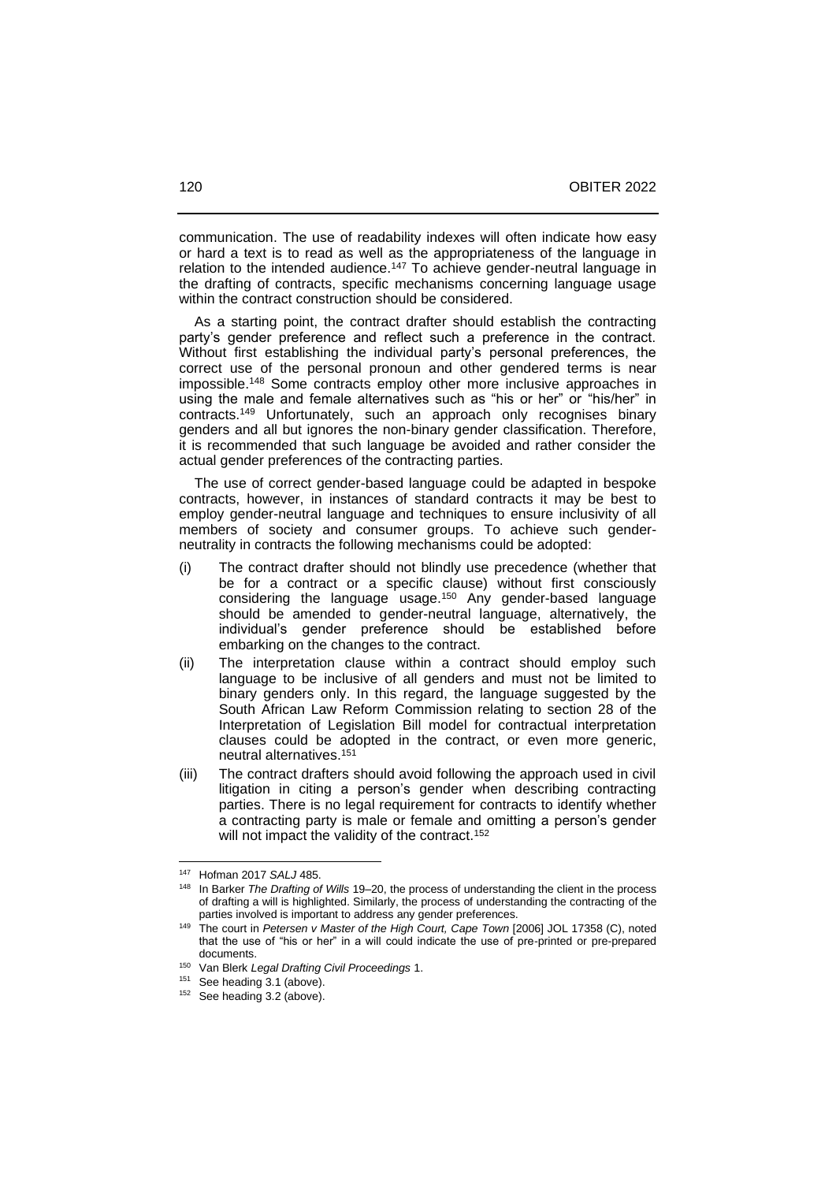communication. The use of readability indexes will often indicate how easy or hard a text is to read as well as the appropriateness of the language in relation to the intended audience.[147] To achieve gender-neutral language in the drafting of contracts, specific mechanisms concerning language usage within the contract construction should be considered.

As a starting point, the contract drafter should establish the contracting party's gender preference and reflect such a preference in the contract. Without first establishing the individual party's personal preferences, the correct use of the personal pronoun and other gendered terms is near impossible.[148] Some contracts employ other more inclusive approaches in using the male and female alternatives such as "his or her" or "his/her" in contracts.[149] Unfortunately, such an approach only recognises binary genders and all but ignores the non-binary gender classification. Therefore, it is recommended that such language be avoided and rather consider the actual gender preferences of the contracting parties.

The use of correct gender-based language could be adapted in bespoke contracts, however, in instances of standard contracts it may be best to employ gender-neutral language and techniques to ensure inclusivity of all members of society and consumer groups. To achieve such gender-neutrality in contracts the following mechanisms could be adopted:

(i) The contract drafter should not blindly use precedence (whether that be for a contract or a specific clause) without first consciously considering the language usage.[150] Any gender-based language should be amended to gender-neutral language, alternatively, the individual's gender preference should be established before embarking on the changes to the contract.

(ii) The interpretation clause within a contract should employ such language to be inclusive of all genders and must not be limited to binary genders only. In this regard, the language suggested by the South African Law Reform Commission relating to section 28 of the Interpretation of Legislation Bill model for contractual interpretation clauses could be adopted in the contract, or even more generic, neutral alternatives.[151]

(iii) The contract drafters should avoid following the approach used in civil litigation in citing a person's gender when describing contracting parties. There is no legal requirement for contracts to identify whether a contracting party is male or female and omitting a person's gender will not impact the validity of the contract.[152]

---

[147] Hofman 2017 *SALJ* 485.

[148] In Barker *The Drafting of Wills* 19–20, the process of understanding the client in the process of drafting a will is highlighted. Similarly, the process of understanding the contracting of the parties involved is important to address any gender preferences.

[149] The court in *Petersen v Master of the High Court, Cape Town* [2006] JOL 17358 (C), noted that the use of "his or her" in a will could indicate the use of pre-printed or pre-prepared documents.

[150] Van Blerk *Legal Drafting Civil Proceedings* 1.

[151] See heading 3.1 (above).

[152] See heading 3.2 (above).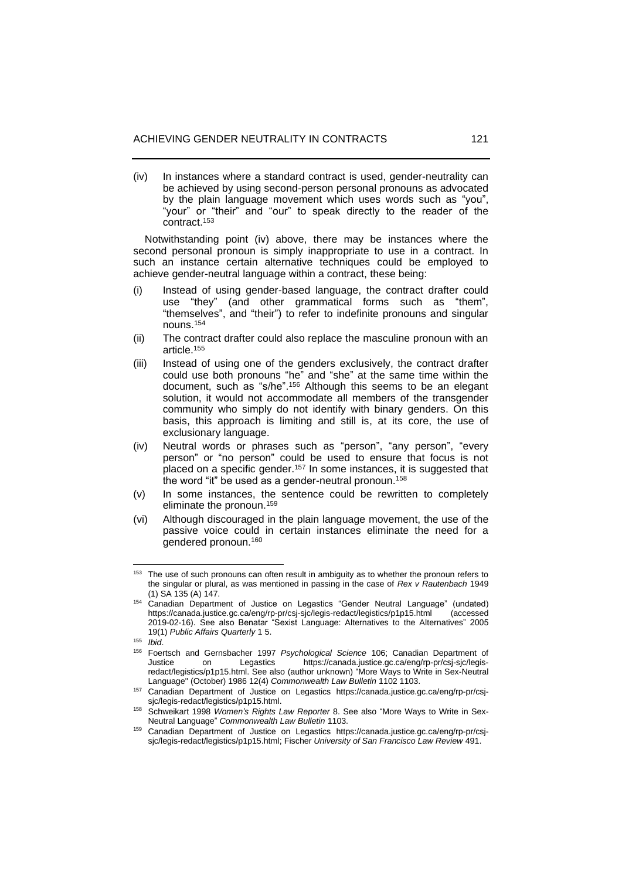(iv) In instances where a standard contract is used, gender-neutrality can be achieved by using second-person personal pronouns as advocated by the plain language movement which uses words such as "you", "your" or "their" and "our" to speak directly to the reader of the contract.[153]

Notwithstanding point (iv) above, there may be instances where the second personal pronoun is simply inappropriate to use in a contract. In such an instance certain alternative techniques could be employed to achieve gender-neutral language within a contract, these being:

(i) Instead of using gender-based language, the contract drafter could use "they" (and other grammatical forms such as "them", "themselves", and "their") to refer to indefinite pronouns and singular nouns.[154]

(ii) The contract drafter could also replace the masculine pronoun with an article.[155]

(iii) Instead of using one of the genders exclusively, the contract drafter could use both pronouns "he" and "she" at the same time within the document, such as "s/he".[156] Although this seems to be an elegant solution, it would not accommodate all members of the transgender community who simply do not identify with binary genders. On this basis, this approach is limiting and still is, at its core, the use of exclusionary language.

(iv) Neutral words or phrases such as "person", "any person", "every person" or "no person" could be used to ensure that focus is not placed on a specific gender.[157] In some instances, it is suggested that the word "it" be used as a gender-neutral pronoun.[158]

(v) In some instances, the sentence could be rewritten to completely eliminate the pronoun.[159]

(vi) Although discouraged in the plain language movement, the use of the passive voice could in certain instances eliminate the need for a gendered pronoun.[160]

---

[153] The use of such pronouns can often result in ambiguity as to whether the pronoun refers to the singular or plural, as was mentioned in passing in the case of *Rex v Rautenbach* 1949 (1) SA 135 (A) 147.

[154] Canadian Department of Justice on Legastics "Gender Neutral Language" (undated) https://canada.justice.gc.ca/eng/rp-pr/csj-sjc/legis-redact/legistics/p1p15.html (accessed 2019-02-16). See also Benatar "Sexist Language: Alternatives to the Alternatives" 2005 19(1) *Public Affairs Quarterly* 1 5.

[155] *Ibid*.

[156] Foertsch and Gernsbacher 1997 *Psychological Science* 106; Canadian Department of Justice on Legastics https://canada.justice.gc.ca/eng/rp-pr/csj-sjc/legis-redact/legistics/p1p15.html. See also (author unknown) "More Ways to Write in Sex-Neutral Language" (October) 1986 12(4) *Commonwealth Law Bulletin* 1102 1103.

[157] Canadian Department of Justice on Legastics https://canada.justice.gc.ca/eng/rp-pr/csj-sjc/legis-redact/legistics/p1p15.html.

[158] Schweikart 1998 *Women's Rights Law Reporter* 8. See also "More Ways to Write in Sex-Neutral Language" *Commonwealth Law Bulletin* 1103.

[159] Canadian Department of Justice on Legastics https://canada.justice.gc.ca/eng/rp-pr/csj-sjc/legis-redact/legistics/p1p15.html; Fischer *University of San Francisco Law Review* 491.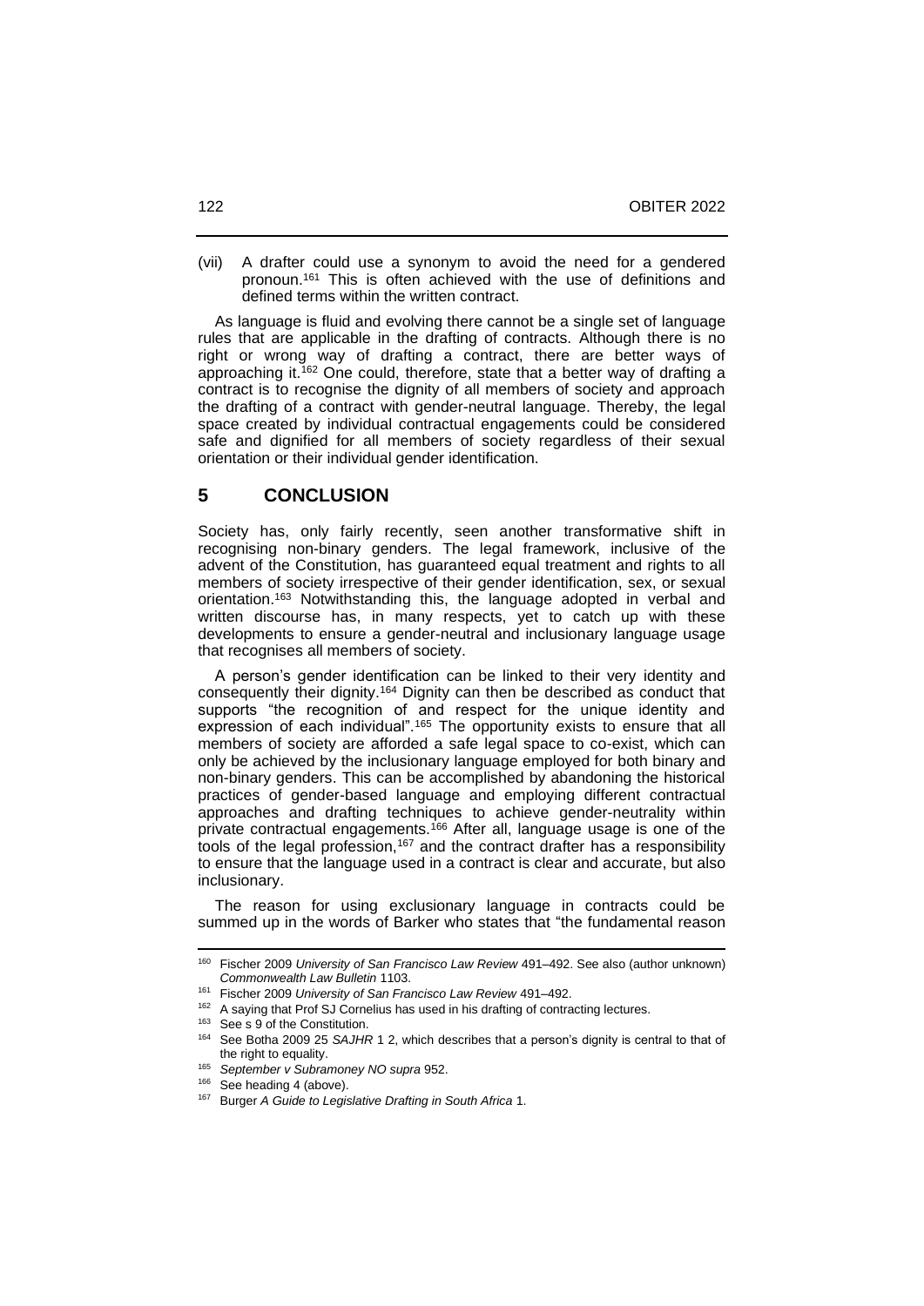(vii) A drafter could use a synonym to avoid the need for a gendered pronoun.[161] This is often achieved with the use of definitions and defined terms within the written contract.

As language is fluid and evolving there cannot be a single set of language rules that are applicable in the drafting of contracts. Although there is no right or wrong way of drafting a contract, there are better ways of approaching it.[162] One could, therefore, state that a better way of drafting a contract is to recognise the dignity of all members of society and approach the drafting of a contract with gender-neutral language. Thereby, the legal space created by individual contractual engagements could be considered safe and dignified for all members of society regardless of their sexual orientation or their individual gender identification.

## 5 CONCLUSION

Society has, only fairly recently, seen another transformative shift in recognising non-binary genders. The legal framework, inclusive of the advent of the Constitution, has guaranteed equal treatment and rights to all members of society irrespective of their gender identification, sex, or sexual orientation.[163] Notwithstanding this, the language adopted in verbal and written discourse has, in many respects, yet to catch up with these developments to ensure a gender-neutral and inclusionary language usage that recognises all members of society.

A person's gender identification can be linked to their very identity and consequently their dignity.[164] Dignity can then be described as conduct that supports "the recognition of and respect for the unique identity and expression of each individual".[165] The opportunity exists to ensure that all members of society are afforded a safe legal space to co-exist, which can only be achieved by the inclusionary language employed for both binary and non-binary genders. This can be accomplished by abandoning the historical practices of gender-based language and employing different contractual approaches and drafting techniques to achieve gender-neutrality within private contractual engagements.[166] After all, language usage is one of the tools of the legal profession,[167] and the contract drafter has a responsibility to ensure that the language used in a contract is clear and accurate, but also inclusionary.

The reason for using exclusionary language in contracts could be summed up in the words of Barker who states that "the fundamental reason

---

[160] Fischer 2009 *University of San Francisco Law Review* 491–492. See also (author unknown) *Commonwealth Law Bulletin* 1103.

[161] Fischer 2009 *University of San Francisco Law Review* 491–492.

[162] A saying that Prof SJ Cornelius has used in his drafting of contracting lectures.

[163] See s 9 of the Constitution.

[164] See Botha 2009 25 *SAJHR* 1 2, which describes that a person's dignity is central to that of the right to equality.

[165] *September v Subramoney NO supra* 952.

[166] See heading 4 (above).

[167] Burger *A Guide to Legislative Drafting in South Africa* 1.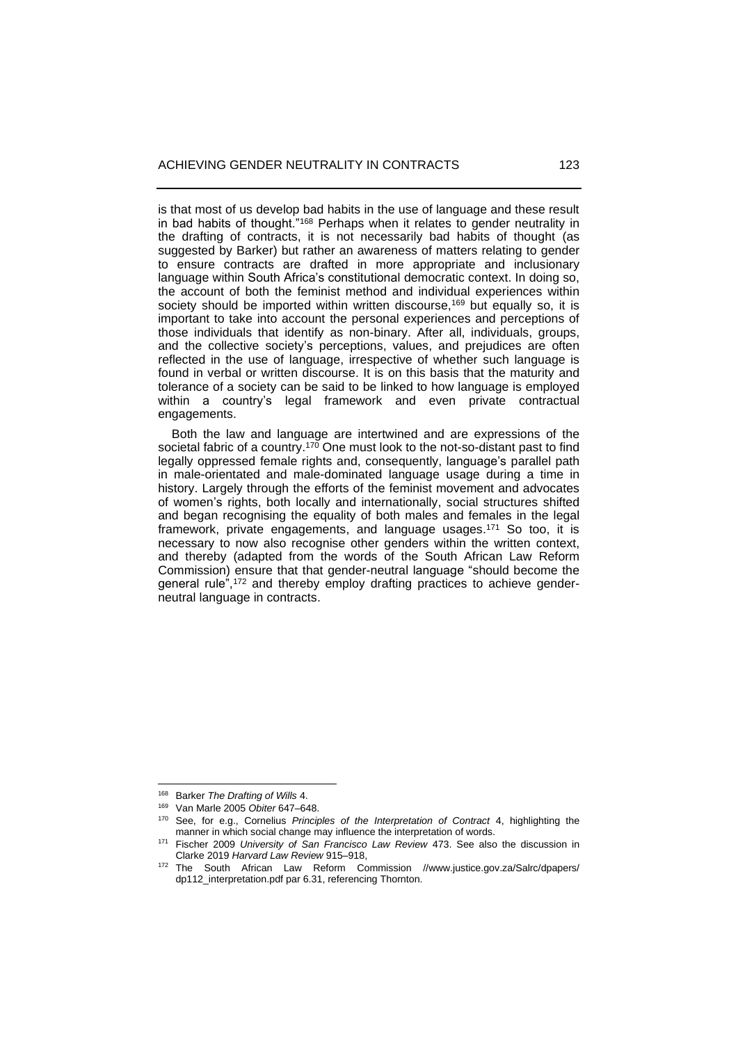is that most of us develop bad habits in the use of language and these result in bad habits of thought."[168] Perhaps when it relates to gender neutrality in the drafting of contracts, it is not necessarily bad habits of thought (as suggested by Barker) but rather an awareness of matters relating to gender to ensure contracts are drafted in more appropriate and inclusionary language within South Africa's constitutional democratic context. In doing so, the account of both the feminist method and individual experiences within society should be imported within written discourse,[169] but equally so, it is important to take into account the personal experiences and perceptions of those individuals that identify as non-binary. After all, individuals, groups, and the collective society's perceptions, values, and prejudices are often reflected in the use of language, irrespective of whether such language is found in verbal or written discourse. It is on this basis that the maturity and tolerance of a society can be said to be linked to how language is employed within a country's legal framework and even private contractual engagements.

Both the law and language are intertwined and are expressions of the societal fabric of a country.[170] One must look to the not-so-distant past to find legally oppressed female rights and, consequently, language's parallel path in male-orientated and male-dominated language usage during a time in history. Largely through the efforts of the feminist movement and advocates of women's rights, both locally and internationally, social structures shifted and began recognising the equality of both males and females in the legal framework, private engagements, and language usages.[171] So too, it is necessary to now also recognise other genders within the written context, and thereby (adapted from the words of the South African Law Reform Commission) ensure that that gender-neutral language "should become the general rule",[172] and thereby employ drafting practices to achieve gender-neutral language in contracts.

---

[168] Barker *The Drafting of Wills* 4.

[169] Van Marle 2005 *Obiter* 647–648.

[170] See, for e.g., Cornelius *Principles of the Interpretation of Contract* 4, highlighting the manner in which social change may influence the interpretation of words.

[171] Fischer 2009 *University of San Francisco Law Review* 473. See also the discussion in Clarke 2019 *Harvard Law Review* 915–918,

[172] The South African Law Reform Commission //www.justice.gov.za/Salrc/dpapers/dp112_interpretation.pdf par 6.31, referencing Thornton.